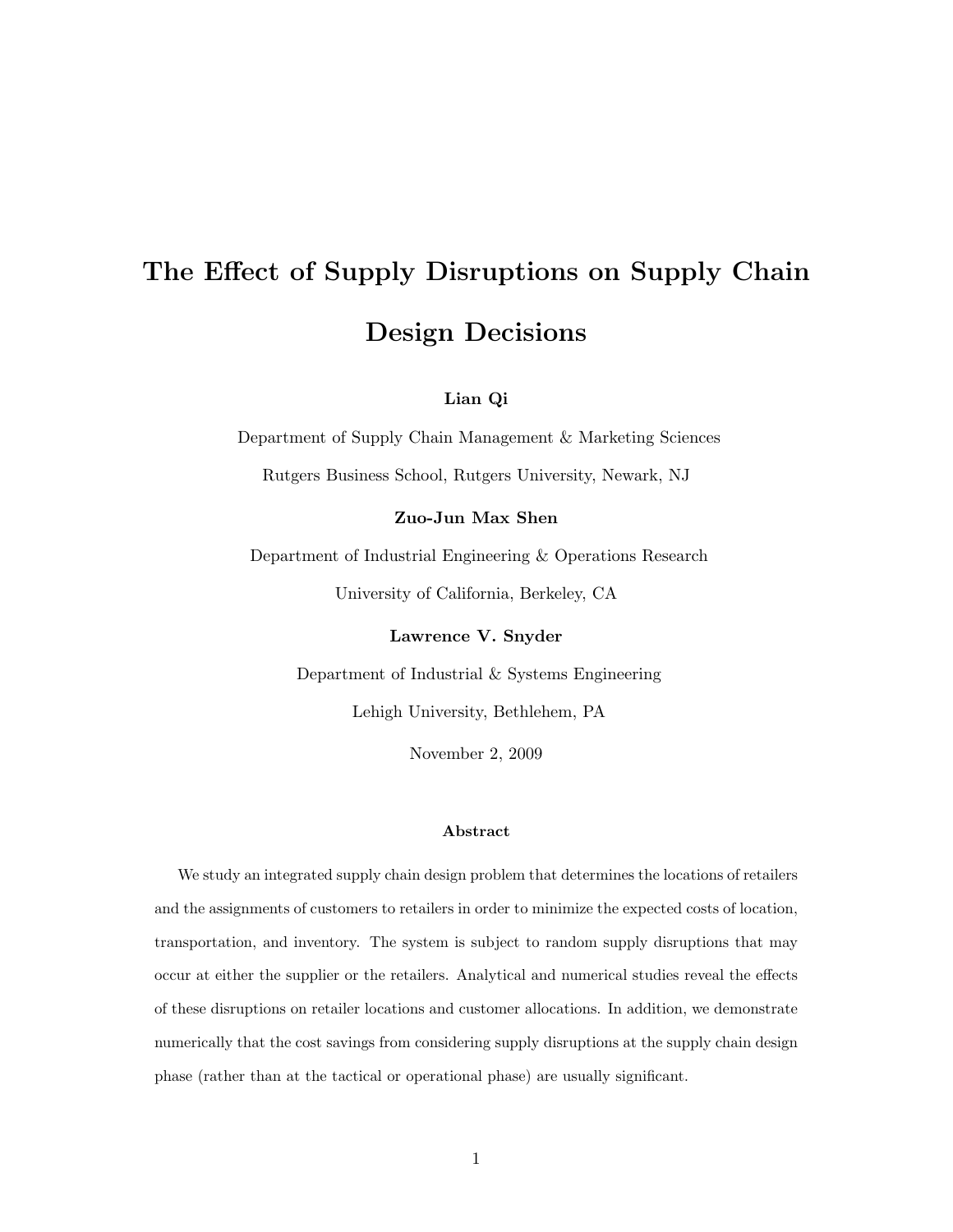# The Effect of Supply Disruptions on Supply Chain Design Decisions

**Lian Qi**

Department of Supply Chain Management & Marketing Sciences

Rutgers Business School, Rutgers University, Newark, NJ

**Zuo-Jun Max Shen**

Department of Industrial Engineering & Operations Research

University of California, Berkeley, CA

**Lawrence V. Snyder**

Department of Industrial & Systems Engineering

Lehigh University, Bethlehem, PA

November 2, 2009

### Abstract

We study an integrated supply chain design problem that determines the locations of retailers and the assignments of customers to retailers in order to minimize the expected costs of location, transportation, and inventory. The system is subject to random supply disruptions that may occur at either the supplier or the retailers. Analytical and numerical studies reveal the effects of these disruptions on retailer locations and customer allocations. In addition, we demonstrate numerically that the cost savings from considering supply disruptions at the supply chain design phase (rather than at the tactical or operational phase) are usually significant.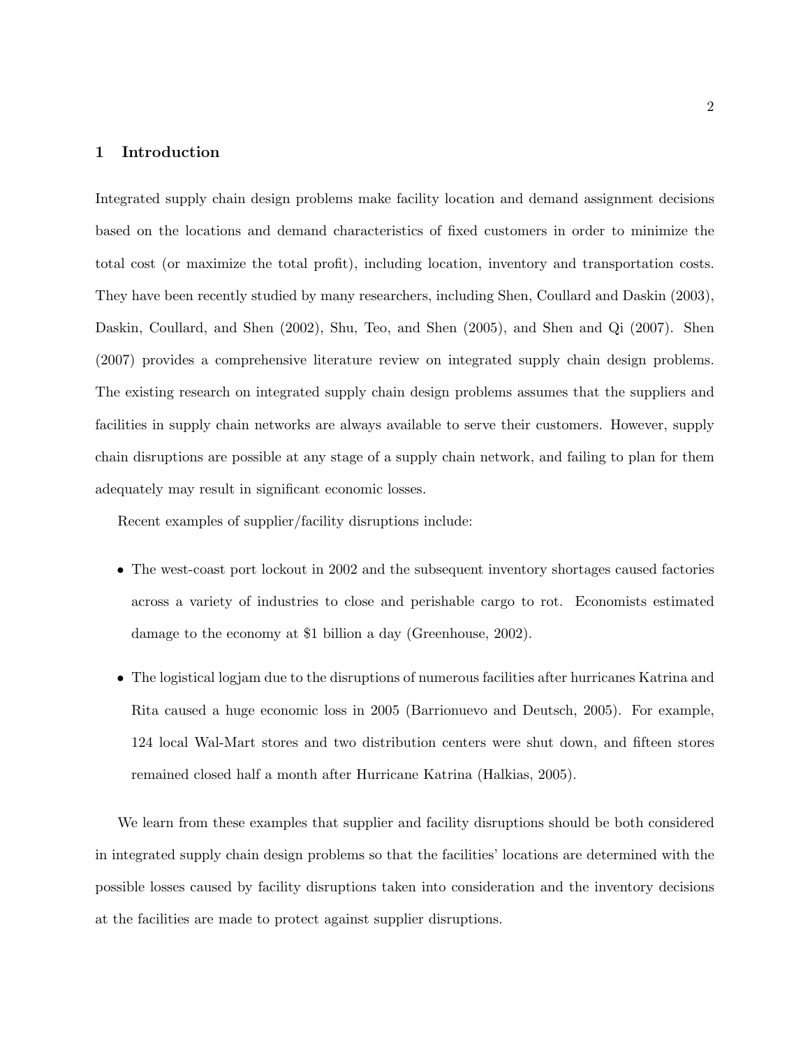## 1 Introduction

Integrated supply chain design problems make facility location and demand assignment decisions based on the locations and demand characteristics of fixed customers in order to minimize the total cost (or maximize the total profit), including location, inventory and transportation costs. They have been recently studied by many researchers, including Shen, Coullard and Daskin (2003), Daskin, Coullard, and Shen (2002), Shu, Teo, and Shen (2005), and Shen and Qi (2007). Shen (2007) provides a comprehensive literature review on integrated supply chain design problems. The existing research on integrated supply chain design problems assumes that the suppliers and facilities in supply chain networks are always available to serve their customers. However, supply chain disruptions are possible at any stage of a supply chain network, and failing to plan for them adequately may result in significant economic losses.

Recent examples of supplier/facility disruptions include:

- The west-coast port lockout in 2002 and the subsequent inventory shortages caused factories across a variety of industries to close and perishable cargo to rot. Economists estimated damage to the economy at $1 billion a day (Greenhouse, 2002).
- The logistical logjam due to the disruptions of numerous facilities after hurricanes Katrina and Rita caused a huge economic loss in 2005 (Barrionuevo and Deutsch, 2005). For example, 124 local Wal-Mart stores and two distribution centers were shut down, and fifteen stores remained closed half a month after Hurricane Katrina (Halkias, 2005).

We learn from these examples that supplier and facility disruptions should be both considered in integrated supply chain design problems so that the facilities' locations are determined with the possible losses caused by facility disruptions taken into consideration and the inventory decisions at the facilities are made to protect against supplier disruptions.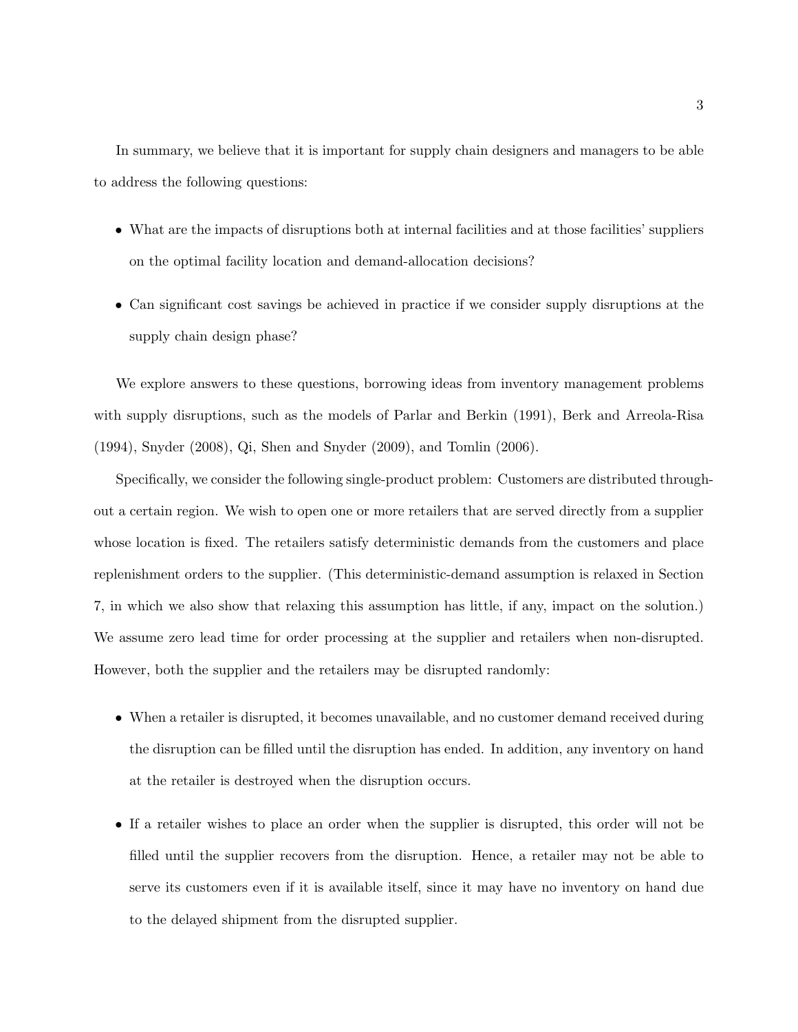In summary, we believe that it is important for supply chain designers and managers to be able to address the following questions:

- What are the impacts of disruptions both at internal facilities and at those facilities' suppliers on the optimal facility location and demand-allocation decisions?
- Can significant cost savings be achieved in practice if we consider supply disruptions at the supply chain design phase?

We explore answers to these questions, borrowing ideas from inventory management problems with supply disruptions, such as the models of Parlar and Berkin (1991), Berk and Arreola-Risa (1994), Snyder (2008), Qi, Shen and Snyder (2009), and Tomlin (2006).

Specifically, we consider the following single-product problem: Customers are distributed throughout a certain region. We wish to open one or more retailers that are served directly from a supplier whose location is fixed. The retailers satisfy deterministic demands from the customers and place replenishment orders to the supplier. (This deterministic-demand assumption is relaxed in Section 7, in which we also show that relaxing this assumption has little, if any, impact on the solution.) We assume zero lead time for order processing at the supplier and retailers when non-disrupted. However, both the supplier and the retailers may be disrupted randomly:

- When a retailer is disrupted, it becomes unavailable, and no customer demand received during the disruption can be filled until the disruption has ended. In addition, any inventory on hand at the retailer is destroyed when the disruption occurs.
- If a retailer wishes to place an order when the supplier is disrupted, this order will not be filled until the supplier recovers from the disruption. Hence, a retailer may not be able to serve its customers even if it is available itself, since it may have no inventory on hand due to the delayed shipment from the disrupted supplier.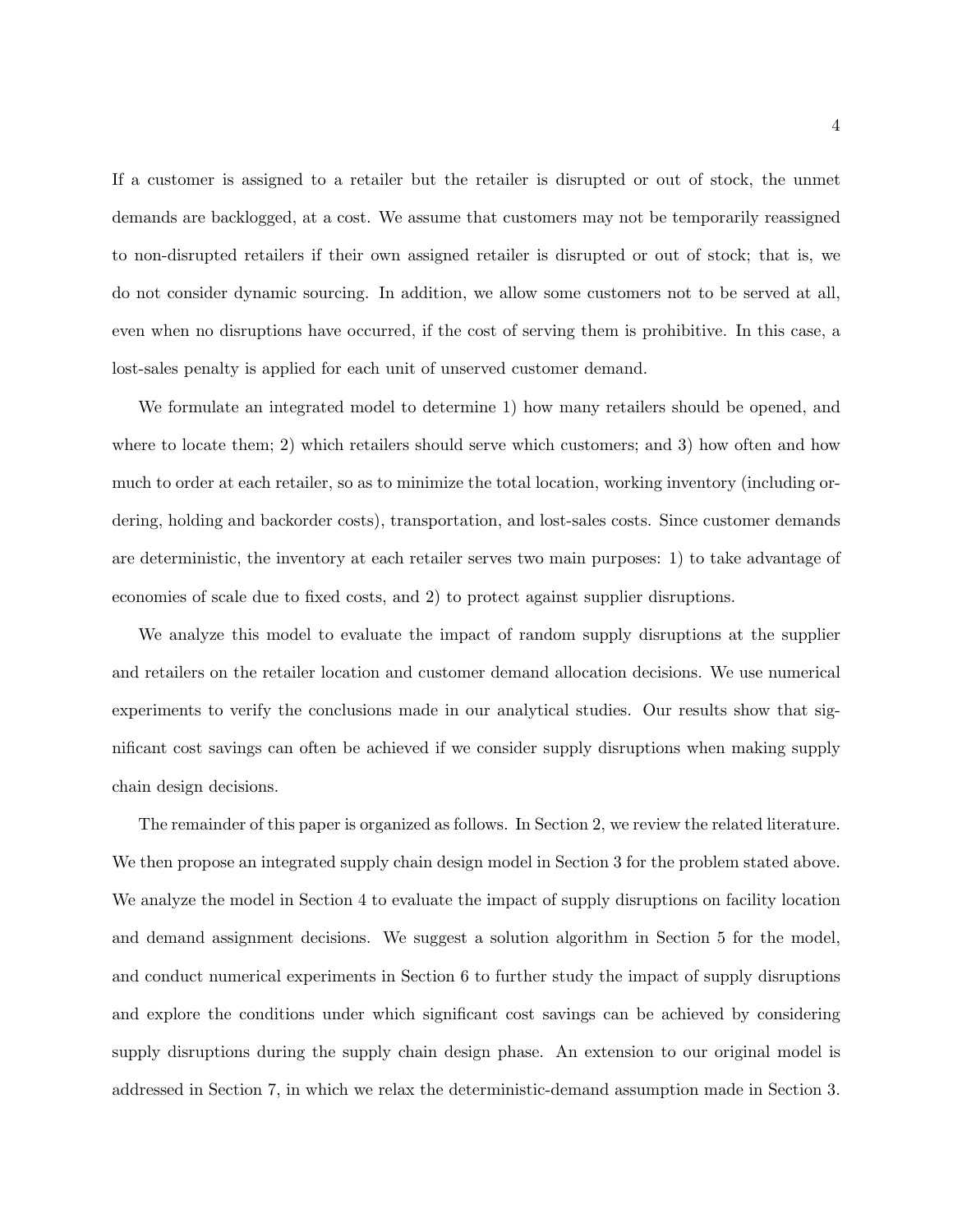If a customer is assigned to a retailer but the retailer is disrupted or out of stock, the unmet demands are backlogged, at a cost. We assume that customers may not be temporarily reassigned to non-disrupted retailers if their own assigned retailer is disrupted or out of stock; that is, we do not consider dynamic sourcing. In addition, we allow some customers not to be served at all, even when no disruptions have occurred, if the cost of serving them is prohibitive. In this case, a lost-sales penalty is applied for each unit of unserved customer demand.

We formulate an integrated model to determine 1) how many retailers should be opened, and where to locate them; 2) which retailers should serve which customers; and 3) how often and how much to order at each retailer, so as to minimize the total location, working inventory (including ordering, holding and backorder costs), transportation, and lost-sales costs. Since customer demands are deterministic, the inventory at each retailer serves two main purposes: 1) to take advantage of economies of scale due to fixed costs, and 2) to protect against supplier disruptions.

We analyze this model to evaluate the impact of random supply disruptions at the supplier and retailers on the retailer location and customer demand allocation decisions. We use numerical experiments to verify the conclusions made in our analytical studies. Our results show that significant cost savings can often be achieved if we consider supply disruptions when making supply chain design decisions.

The remainder of this paper is organized as follows. In Section 2, we review the related literature. We then propose an integrated supply chain design model in Section 3 for the problem stated above. We analyze the model in Section 4 to evaluate the impact of supply disruptions on facility location and demand assignment decisions. We suggest a solution algorithm in Section 5 for the model, and conduct numerical experiments in Section 6 to further study the impact of supply disruptions and explore the conditions under which significant cost savings can be achieved by considering supply disruptions during the supply chain design phase. An extension to our original model is addressed in Section 7, in which we relax the deterministic-demand assumption made in Section 3.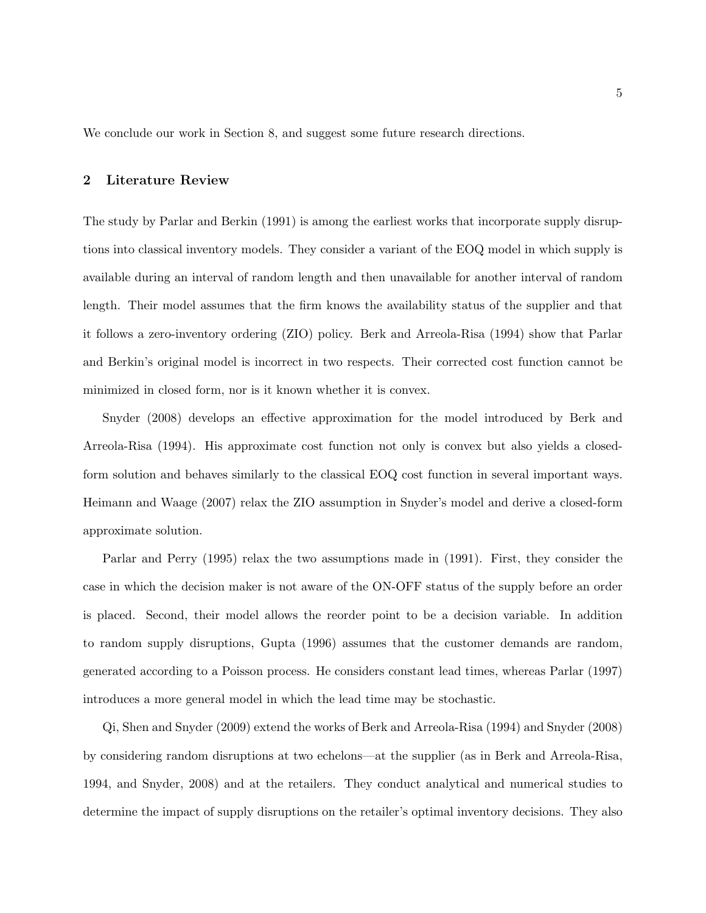We conclude our work in Section 8, and suggest some future research directions.

## 2 Literature Review

The study by Parlar and Berkin (1991) is among the earliest works that incorporate supply disruptions into classical inventory models. They consider a variant of the EOQ model in which supply is available during an interval of random length and then unavailable for another interval of random length. Their model assumes that the firm knows the availability status of the supplier and that it follows a zero-inventory ordering (ZIO) policy. Berk and Arreola-Risa (1994) show that Parlar and Berkin's original model is incorrect in two respects. Their corrected cost function cannot be minimized in closed form, nor is it known whether it is convex.

Snyder (2008) develops an effective approximation for the model introduced by Berk and Arreola-Risa (1994). His approximate cost function not only is convex but also yields a closed-form solution and behaves similarly to the classical EOQ cost function in several important ways. Heimann and Waage (2007) relax the ZIO assumption in Snyder's model and derive a closed-form approximate solution.

Parlar and Perry (1995) relax the two assumptions made in (1991). First, they consider the case in which the decision maker is not aware of the ON-OFF status of the supply before an order is placed. Second, their model allows the reorder point to be a decision variable. In addition to random supply disruptions, Gupta (1996) assumes that the customer demands are random, generated according to a Poisson process. He considers constant lead times, whereas Parlar (1997) introduces a more general model in which the lead time may be stochastic.

Qi, Shen and Snyder (2009) extend the works of Berk and Arreola-Risa (1994) and Snyder (2008) by considering random disruptions at two echelons—at the supplier (as in Berk and Arreola-Risa, 1994, and Snyder, 2008) and at the retailers. They conduct analytical and numerical studies to determine the impact of supply disruptions on the retailer's optimal inventory decisions. They also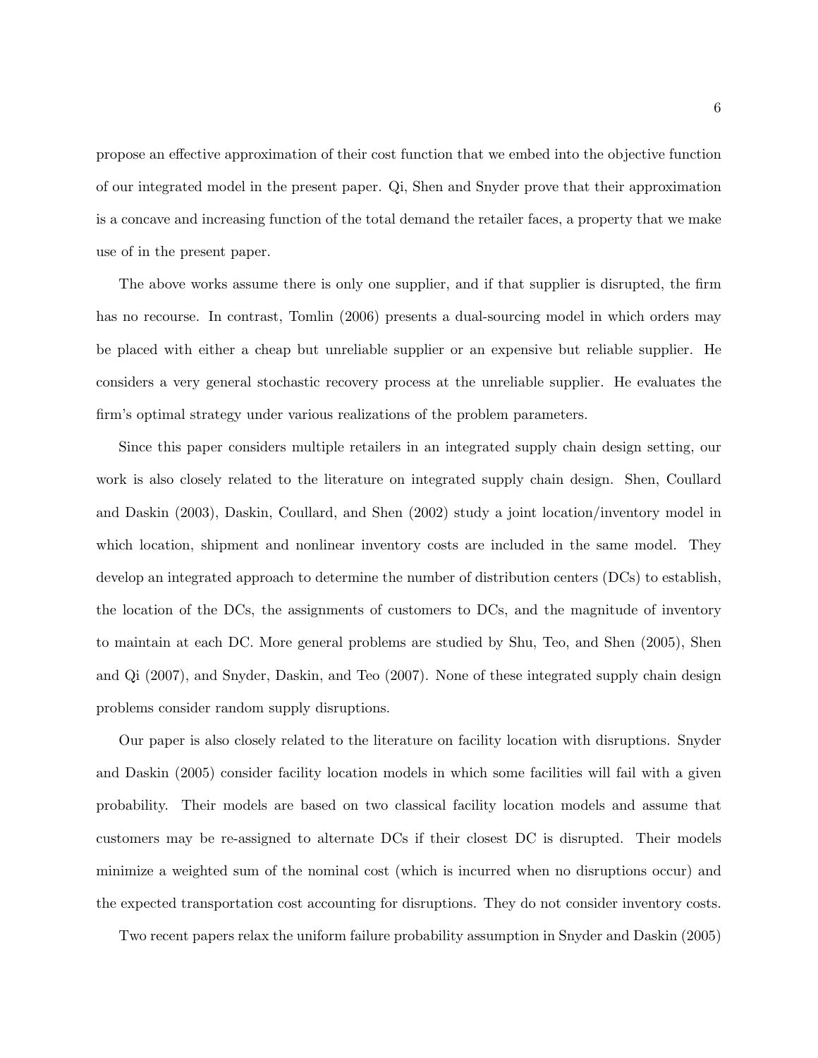propose an effective approximation of their cost function that we embed into the objective function of our integrated model in the present paper. Qi, Shen and Snyder prove that their approximation is a concave and increasing function of the total demand the retailer faces, a property that we make use of in the present paper.

The above works assume there is only one supplier, and if that supplier is disrupted, the firm has no recourse. In contrast, Tomlin (2006) presents a dual-sourcing model in which orders may be placed with either a cheap but unreliable supplier or an expensive but reliable supplier. He considers a very general stochastic recovery process at the unreliable supplier. He evaluates the firm's optimal strategy under various realizations of the problem parameters.

Since this paper considers multiple retailers in an integrated supply chain design setting, our work is also closely related to the literature on integrated supply chain design. Shen, Coullard and Daskin (2003), Daskin, Coullard, and Shen (2002) study a joint location/inventory model in which location, shipment and nonlinear inventory costs are included in the same model. They develop an integrated approach to determine the number of distribution centers (DCs) to establish, the location of the DCs, the assignments of customers to DCs, and the magnitude of inventory to maintain at each DC. More general problems are studied by Shu, Teo, and Shen (2005), Shen and Qi (2007), and Snyder, Daskin, and Teo (2007). None of these integrated supply chain design problems consider random supply disruptions.

Our paper is also closely related to the literature on facility location with disruptions. Snyder and Daskin (2005) consider facility location models in which some facilities will fail with a given probability. Their models are based on two classical facility location models and assume that customers may be re-assigned to alternate DCs if their closest DC is disrupted. Their models minimize a weighted sum of the nominal cost (which is incurred when no disruptions occur) and the expected transportation cost accounting for disruptions. They do not consider inventory costs.

Two recent papers relax the uniform failure probability assumption in Snyder and Daskin (2005)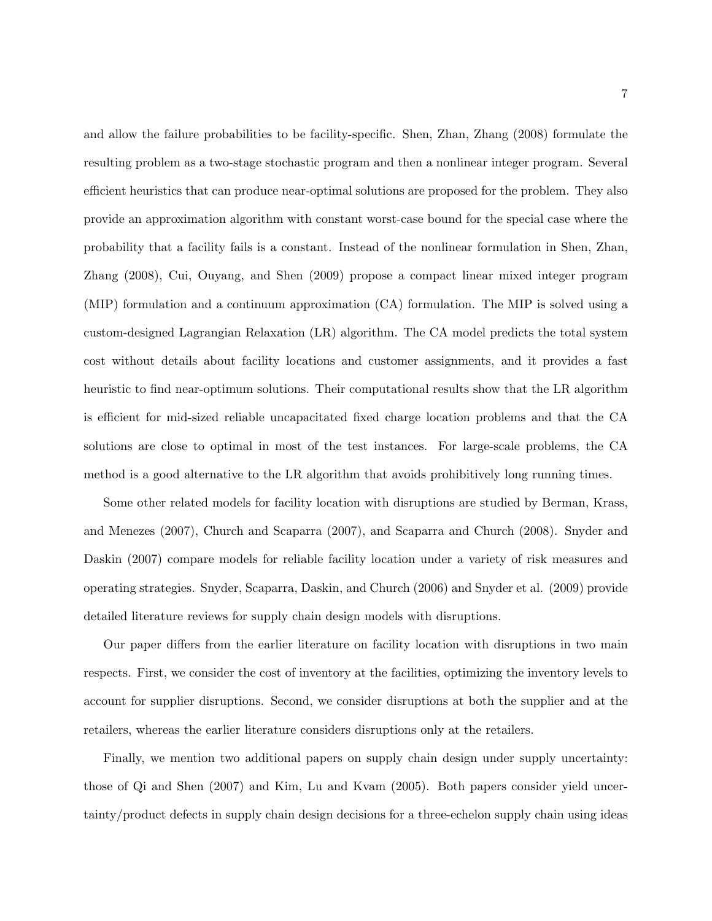and allow the failure probabilities to be facility-specific. Shen, Zhan, Zhang (2008) formulate the resulting problem as a two-stage stochastic program and then a nonlinear integer program. Several efficient heuristics that can produce near-optimal solutions are proposed for the problem. They also provide an approximation algorithm with constant worst-case bound for the special case where the probability that a facility fails is a constant. Instead of the nonlinear formulation in Shen, Zhan, Zhang (2008), Cui, Ouyang, and Shen (2009) propose a compact linear mixed integer program (MIP) formulation and a continuum approximation (CA) formulation. The MIP is solved using a custom-designed Lagrangian Relaxation (LR) algorithm. The CA model predicts the total system cost without details about facility locations and customer assignments, and it provides a fast heuristic to find near-optimum solutions. Their computational results show that the LR algorithm is efficient for mid-sized reliable uncapacitated fixed charge location problems and that the CA solutions are close to optimal in most of the test instances. For large-scale problems, the CA method is a good alternative to the LR algorithm that avoids prohibitively long running times.

Some other related models for facility location with disruptions are studied by Berman, Krass, and Menezes (2007), Church and Scaparra (2007), and Scaparra and Church (2008). Snyder and Daskin (2007) compare models for reliable facility location under a variety of risk measures and operating strategies. Snyder, Scaparra, Daskin, and Church (2006) and Snyder et al. (2009) provide detailed literature reviews for supply chain design models with disruptions.

Our paper differs from the earlier literature on facility location with disruptions in two main respects. First, we consider the cost of inventory at the facilities, optimizing the inventory levels to account for supplier disruptions. Second, we consider disruptions at both the supplier and at the retailers, whereas the earlier literature considers disruptions only at the retailers.

Finally, we mention two additional papers on supply chain design under supply uncertainty: those of Qi and Shen (2007) and Kim, Lu and Kvam (2005). Both papers consider yield uncertainty/product defects in supply chain design decisions for a three-echelon supply chain using ideas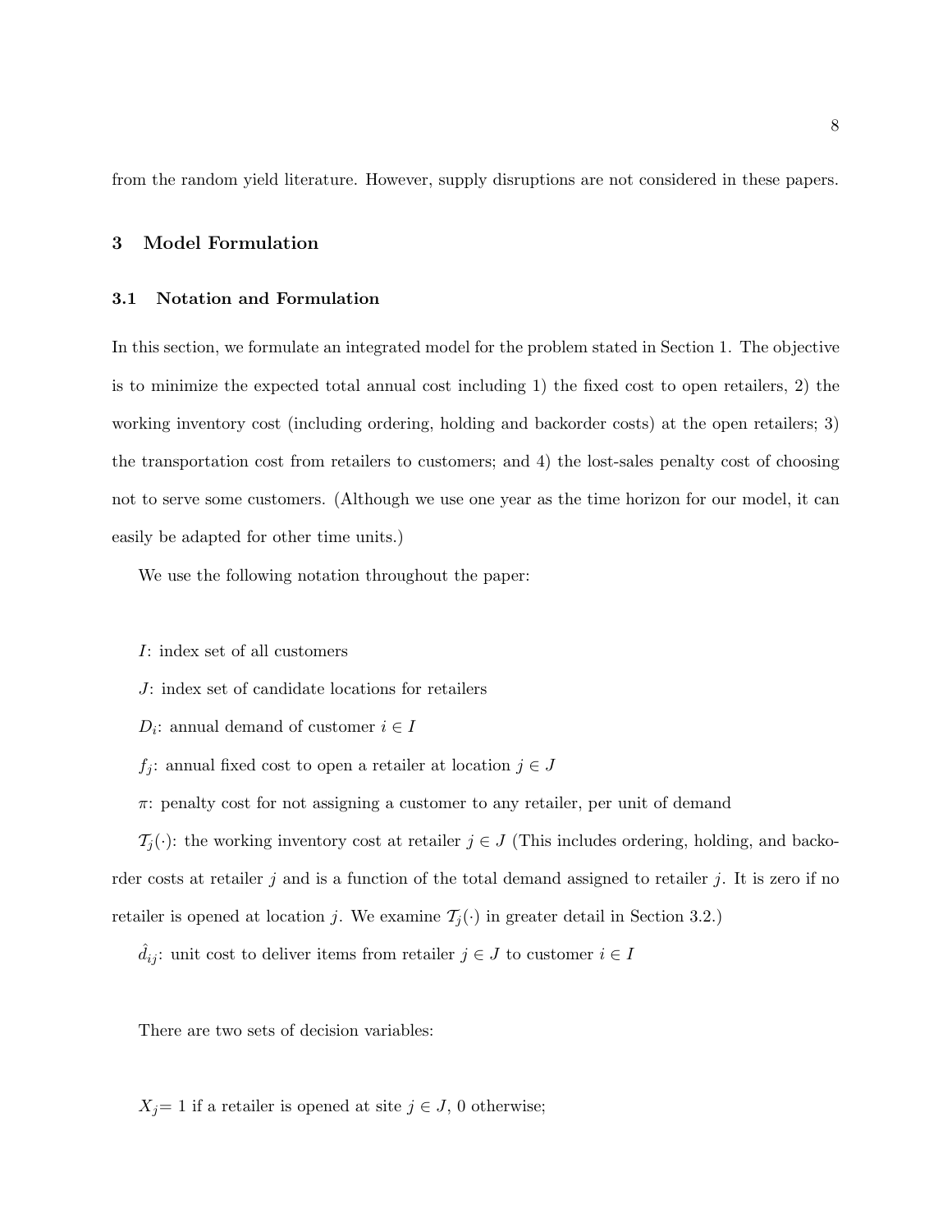from the random yield literature. However, supply disruptions are not considered in these papers.

## 3 Model Formulation

### 3.1 Notation and Formulation

In this section, we formulate an integrated model for the problem stated in Section 1. The objective is to minimize the expected total annual cost including 1) the fixed cost to open retailers, 2) the working inventory cost (including ordering, holding and backorder costs) at the open retailers; 3) the transportation cost from retailers to customers; and 4) the lost-sales penalty cost of choosing not to serve some customers. (Although we use one year as the time horizon for our model, it can easily be adapted for other time units.)

We use the following notation throughout the paper:

$I$: index set of all customers

$J$: index set of candidate locations for retailers

$D_i$: annual demand of customer $i \in I$

$f_j$: annual fixed cost to open a retailer at location $j \in J$

$\pi$: penalty cost for not assigning a customer to any retailer, per unit of demand

$\mathcal{T}_j(\cdot)$: the working inventory cost at retailer $j \in J$ (This includes ordering, holding, and backorder costs at retailer $j$ and is a function of the total demand assigned to retailer $j$. It is zero if no retailer is opened at location $j$. We examine $\mathcal{T}_j(\cdot)$ in greater detail in Section 3.2.)

$\hat{d}_{ij}$: unit cost to deliver items from retailer $j \in J$ to customer $i \in I$

There are two sets of decision variables:

$X_j$= 1 if a retailer is opened at site $j \in J$, 0 otherwise;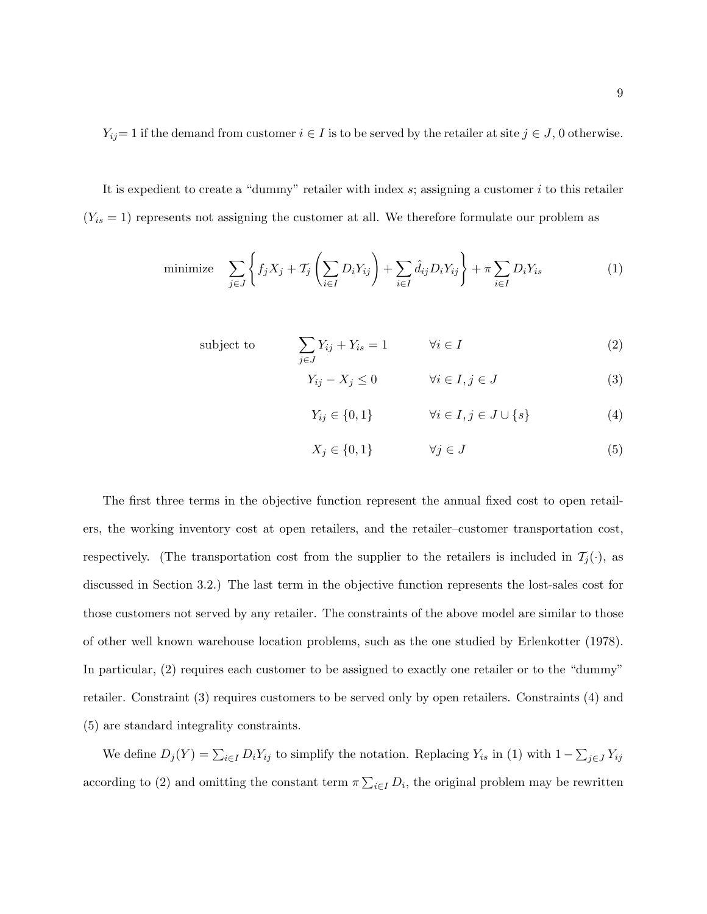$Y_{ij}$= 1 if the demand from customer $i \in I$ is to be served by the retailer at site $j \in J$, 0 otherwise.

It is expedient to create a "dummy" retailer with index $s$; assigning a customer $i$ to this retailer ($Y_{is} = 1$) represents not assigning the customer at all. We therefore formulate our problem as

$$\text{minimize} \quad \sum_{j \in J} \left\{ f_j X_j + \mathcal{T}_j \left( \sum_{i \in I} D_i Y_{ij} \right) + \sum_{i \in I} \hat{d}_{ij} D_i Y_{ij} \right\} + \pi \sum_{i \in I} D_i Y_{is} \tag{1}$$

$$\text{subject to} \quad \sum_{j \in J} Y_{ij} + Y_{is} = 1 \qquad \forall i \in I \tag{2}$$

$$Y_{ij} - X_j \leq 0 \qquad \forall i \in I, j \in J \tag{3}$$

$$Y_{ij} \in \{0, 1\} \qquad \forall i \in I, j \in J \cup \{s\} \tag{4}$$

$$X_j \in \{0, 1\} \qquad \forall j \in J \tag{5}$$

The first three terms in the objective function represent the annual fixed cost to open retailers, the working inventory cost at open retailers, and the retailer–customer transportation cost, respectively. (The transportation cost from the supplier to the retailers is included in $\mathcal{T}_j(\cdot)$, as discussed in Section 3.2.) The last term in the objective function represents the lost-sales cost for those customers not served by any retailer. The constraints of the above model are similar to those of other well known warehouse location problems, such as the one studied by Erlenkotter (1978). In particular, (2) requires each customer to be assigned to exactly one retailer or to the "dummy" retailer. Constraint (3) requires customers to be served only by open retailers. Constraints (4) and (5) are standard integrality constraints.

We define $D_j(Y) = \sum_{i \in I} D_i Y_{ij}$ to simplify the notation. Replacing $Y_{is}$ in (1) with $1 - \sum_{j \in J} Y_{ij}$ according to (2) and omitting the constant term $\pi \sum_{i \in I} D_i$, the original problem may be rewritten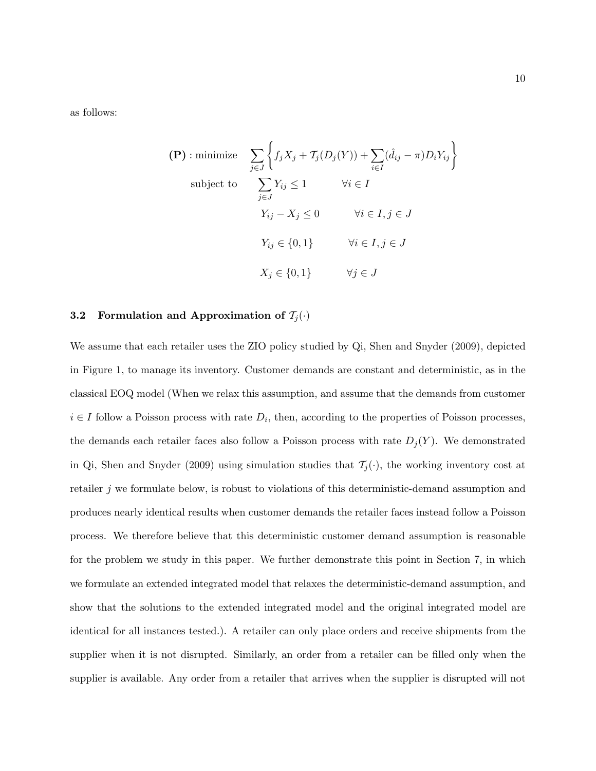as follows:

$$
\begin{aligned}
\textbf{(P)} : \text{minimize} \quad & \sum_{j \in J} \left\{ f_j X_j + \mathcal{T}_j(D_j(Y)) + \sum_{i \in I} (\hat{d}_{ij} - \pi) D_i Y_{ij} \right\} \\
\text{subject to} \quad & \sum_{j \in J} Y_{ij} \leq 1 \qquad \forall i \in I \\
& Y_{ij} - X_j \leq 0 \qquad \forall i \in I, j \in J \\
& Y_{ij} \in \{0, 1\} \qquad \forall i \in I, j \in J \\
& X_j \in \{0, 1\} \qquad \forall j \in J
\end{aligned}
$$

### 3.2 Formulation and Approximation of $\mathcal{T}_j(\cdot)$

We assume that each retailer uses the ZIO policy studied by Qi, Shen and Snyder (2009), depicted in Figure 1, to manage its inventory. Customer demands are constant and deterministic, as in the classical EOQ model (When we relax this assumption, and assume that the demands from customer $i \in I$ follow a Poisson process with rate $D_i$, then, according to the properties of Poisson processes, the demands each retailer faces also follow a Poisson process with rate $D_j(Y)$. We demonstrated in Qi, Shen and Snyder (2009) using simulation studies that $\mathcal{T}_j(\cdot)$, the working inventory cost at retailer $j$ we formulate below, is robust to violations of this deterministic-demand assumption and produces nearly identical results when customer demands the retailer faces instead follow a Poisson process. We therefore believe that this deterministic customer demand assumption is reasonable for the problem we study in this paper. We further demonstrate this point in Section 7, in which we formulate an extended integrated model that relaxes the deterministic-demand assumption, and show that the solutions to the extended integrated model and the original integrated model are identical for all instances tested.). A retailer can only place orders and receive shipments from the supplier when it is not disrupted. Similarly, an order from a retailer can be filled only when the supplier is available. Any order from a retailer that arrives when the supplier is disrupted will not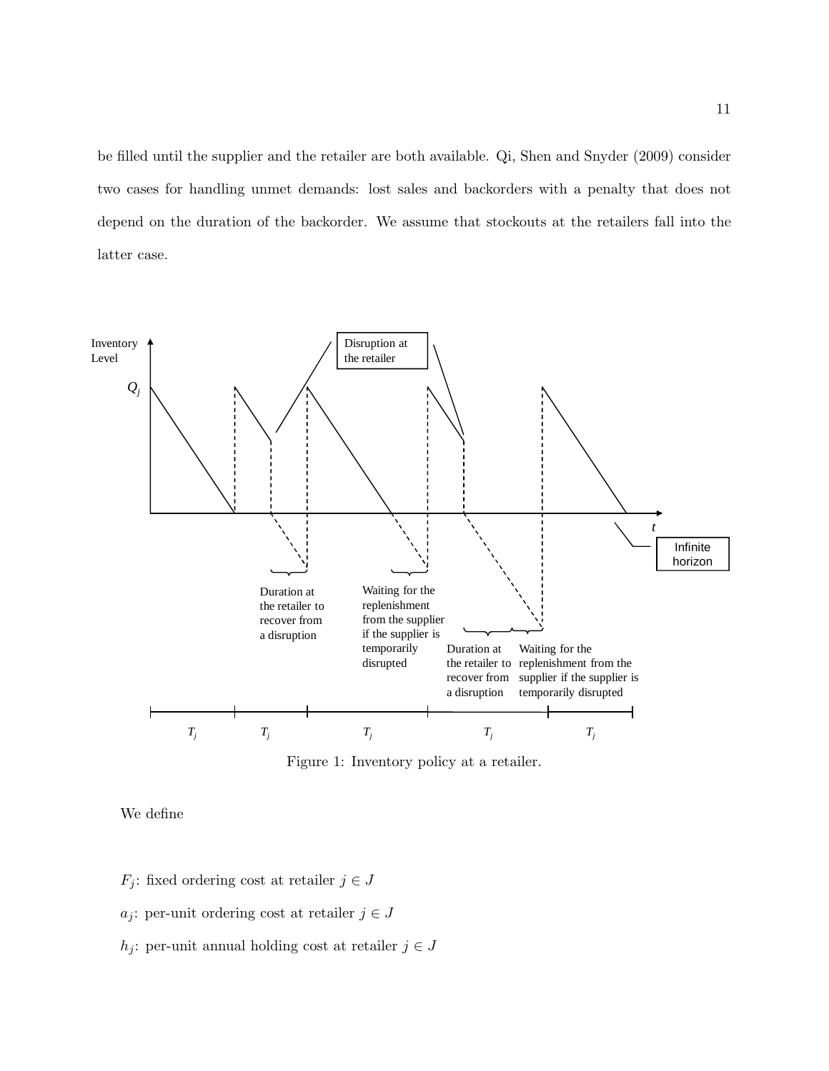be filled until the supplier and the retailer are both available. Qi, Shen and Snyder (2009) consider two cases for handling unmet demands: lost sales and backorders with a penalty that does not depend on the duration of the backorder. We assume that stockouts at the retailers fall into the latter case.

Figure 1: Inventory policy at a retailer.

We define

$F_j$: fixed ordering cost at retailer $j \in J$

$a_j$: per-unit ordering cost at retailer $j \in J$

$h_j$: per-unit annual holding cost at retailer $j \in J$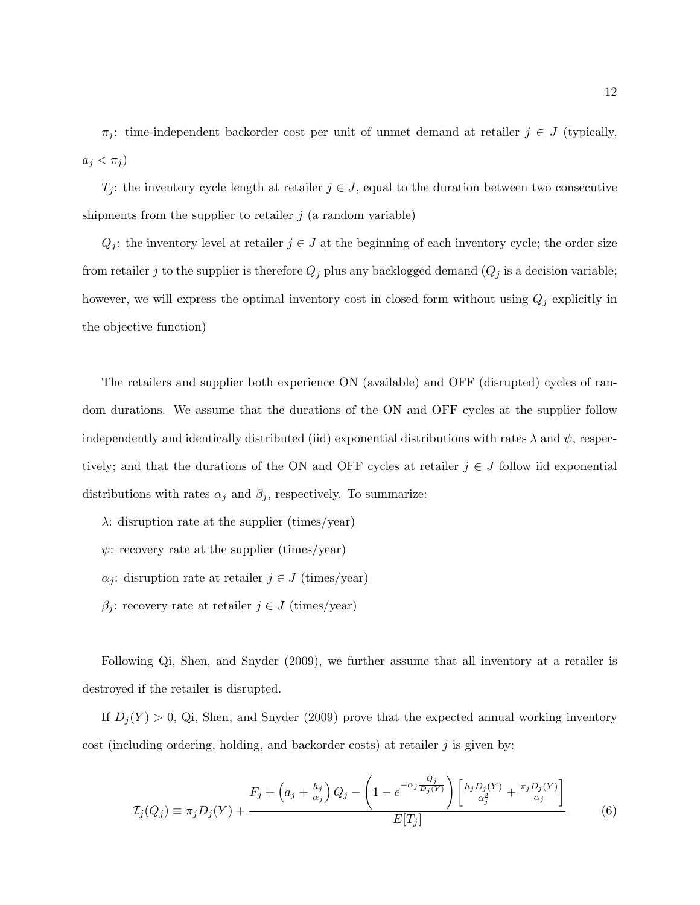$\pi_j$: time-independent backorder cost per unit of unmet demand at retailer $j \in J$ (typically, $a_j < \pi_j$)

$T_j$: the inventory cycle length at retailer $j \in J$, equal to the duration between two consecutive shipments from the supplier to retailer $j$ (a random variable)

$Q_j$: the inventory level at retailer $j \in J$ at the beginning of each inventory cycle; the order size from retailer $j$ to the supplier is therefore $Q_j$ plus any backlogged demand ($Q_j$ is a decision variable; however, we will express the optimal inventory cost in closed form without using $Q_j$ explicitly in the objective function)

The retailers and supplier both experience ON (available) and OFF (disrupted) cycles of random durations. We assume that the durations of the ON and OFF cycles at the supplier follow independently and identically distributed (iid) exponential distributions with rates $\lambda$ and $\psi$, respectively; and that the durations of the ON and OFF cycles at retailer $j \in J$ follow iid exponential distributions with rates $\alpha_j$ and $\beta_j$, respectively. To summarize:

$\lambda$: disruption rate at the supplier (times/year)

$\psi$: recovery rate at the supplier (times/year)

$\alpha_j$: disruption rate at retailer $j \in J$ (times/year)

$\beta_j$: recovery rate at retailer $j \in J$ (times/year)

Following Qi, Shen, and Snyder (2009), we further assume that all inventory at a retailer is destroyed if the retailer is disrupted.

If $D_j(Y) > 0$, Qi, Shen, and Snyder (2009) prove that the expected annual working inventory cost (including ordering, holding, and backorder costs) at retailer $j$ is given by:

$$\mathcal{I}_j(Q_j) \equiv \pi_j D_j(Y) + \frac{F_j + \left(a_j + \frac{h_j}{\alpha_j}\right) Q_j - \left(1 - e^{-\alpha_j \frac{Q_j}{D_j(Y)}}\right) \left[\frac{h_j D_j(Y)}{\alpha_j^2} + \frac{\pi_j D_j(Y)}{\alpha_j}\right]}{E[T_j]} \tag{6}$$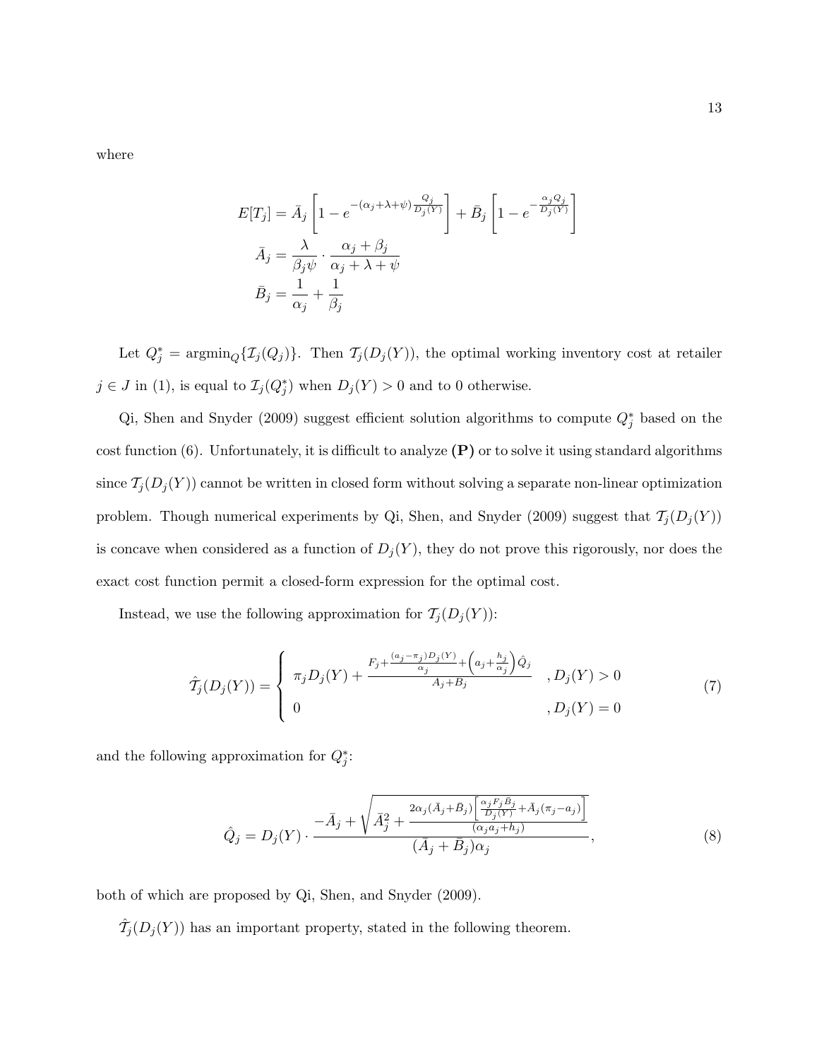where

$$
\begin{aligned}
E[T_j] &= \bar{A}_j \left[ 1 - e^{-(\alpha_j + \lambda + \psi)\frac{Q_j}{D_j(Y)}} \right] + \bar{B}_j \left[ 1 - e^{-\frac{\alpha_j Q_j}{D_j(Y)}} \right] \\
\bar{A}_j &= \frac{\lambda}{\beta_j \psi} \cdot \frac{\alpha_j + \beta_j}{\alpha_j + \lambda + \psi} \\
\bar{B}_j &= \frac{1}{\alpha_j} + \frac{1}{\beta_j}
\end{aligned}
$$

Let $Q_j^* = \text{argmin}_Q \{\mathcal{I}_j(Q_j)\}$. Then $\mathcal{T}_j(D_j(Y))$, the optimal working inventory cost at retailer $j \in J$ in (1), is equal to $\mathcal{I}_j(Q_j^*)$ when $D_j(Y) > 0$ and to 0 otherwise.

Qi, Shen and Snyder (2009) suggest efficient solution algorithms to compute $Q_j^*$ based on the cost function (6). Unfortunately, it is difficult to analyze **(P)** or to solve it using standard algorithms since $\mathcal{T}_j(D_j(Y))$ cannot be written in closed form without solving a separate non-linear optimization problem. Though numerical experiments by Qi, Shen, and Snyder (2009) suggest that $\mathcal{T}_j(D_j(Y))$ is concave when considered as a function of $D_j(Y)$, they do not prove this rigorously, nor does the exact cost function permit a closed-form expression for the optimal cost.

Instead, we use the following approximation for $\mathcal{T}_j(D_j(Y))$:

$$
\hat{\mathcal{T}}_j(D_j(Y)) = \begin{cases} \pi_j D_j(Y) + \dfrac{F_j + \frac{(a_j - \pi_j) D_j(Y)}{\alpha_j} + \left(a_j + \frac{h_j}{\alpha_j}\right)\hat{Q}_j}{A_j + B_j} & , D_j(Y) > 0 \\ 0 & , D_j(Y) = 0 \end{cases} \tag{7}
$$

and the following approximation for $Q_j^*$:

$$
\hat{Q}_j = D_j(Y) \cdot \frac{-\bar{A}_j + \sqrt{\bar{A}_j^2 + \frac{2\alpha_j(\bar{A}_j + \bar{B}_j)\left[\frac{\alpha_j F_j \bar{B}_j}{D_j(Y)} + \bar{A}_j(\pi_j - a_j)\right]}{(\alpha_j a_j + h_j)}}}{(\bar{A}_j + \bar{B}_j)\alpha_j}, \tag{8}
$$

both of which are proposed by Qi, Shen, and Snyder (2009).

$\hat{\mathcal{T}}_j(D_j(Y))$ has an important property, stated in the following theorem.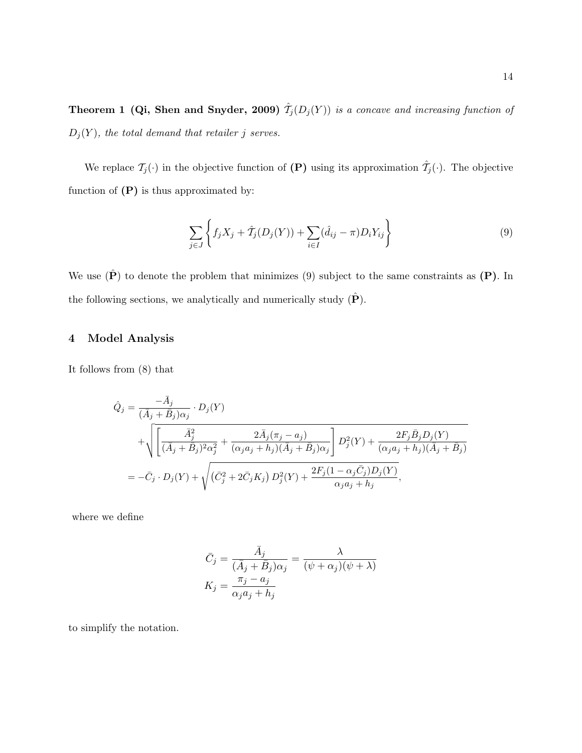**Theorem 1 (Qi, Shen and Snyder, 2009)** *$\hat{\mathcal{T}}_j(D_j(Y))$ is a concave and increasing function of $D_j(Y)$, the total demand that retailer $j$ serves.*

We replace $\mathcal{T}_j(\cdot)$ in the objective function of **(P)** using its approximation $\hat{\mathcal{T}}_j(\cdot)$. The objective function of **(P)** is thus approximated by:

$$\sum_{j \in J} \left\{ f_j X_j + \hat{\mathcal{T}}_j(D_j(Y)) + \sum_{i \in I} (\hat{d}_{ij} - \pi) D_i Y_{ij} \right\} \tag{9}$$

We use $(\hat{\mathbf{P}})$ to denote the problem that minimizes (9) subject to the same constraints as **(P)**. In the following sections, we analytically and numerically study $(\hat{\mathbf{P}})$.

## 4 Model Analysis

It follows from (8) that

$$\begin{aligned}
\hat{Q}_j &= \frac{-\bar{A}_j}{(\bar{A}_j + \bar{B}_j)\alpha_j} \cdot D_j(Y) \\
&\quad + \sqrt{\left[ \frac{\bar{A}_j^2}{(\bar{A}_j + \bar{B}_j)^2 \alpha_j^2} + \frac{2\bar{A}_j(\pi_j - a_j)}{(\alpha_j a_j + h_j)(\bar{A}_j + \bar{B}_j)\alpha_j} \right] D_j^2(Y) + \frac{2F_j \bar{B}_j D_j(Y)}{(\alpha_j a_j + h_j)(\bar{A}_j + \bar{B}_j)}} \\
&= -\bar{C}_j \cdot D_j(Y) + \sqrt{\left(\bar{C}_j^2 + 2\bar{C}_j K_j\right) D_j^2(Y) + \frac{2F_j(1 - \alpha_j \bar{C}_j) D_j(Y)}{\alpha_j a_j + h_j}},
\end{aligned}$$

where we define

$$\begin{aligned}
\bar{C}_j &= \frac{\bar{A}_j}{(\bar{A}_j + \bar{B}_j)\alpha_j} = \frac{\lambda}{(\psi + \alpha_j)(\psi + \lambda)} \\
K_j &= \frac{\pi_j - a_j}{\alpha_j a_j + h_j}
\end{aligned}$$

to simplify the notation.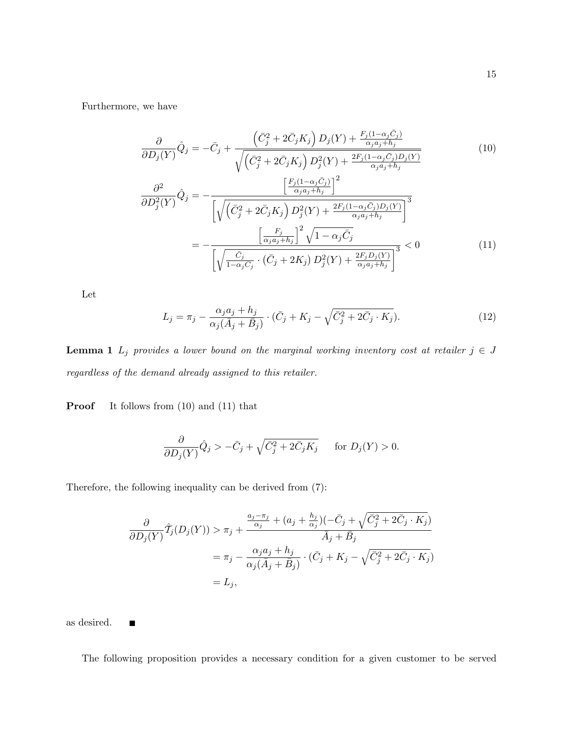Furthermore, we have

$$\frac{\partial}{\partial D_j(Y)}\hat{Q}_j = -\bar{C}_j + \frac{\left(\bar{C}_j^2 + 2\bar{C}_j K_j\right) D_j(Y) + \frac{F_j(1-\alpha_j \bar{C}_j)}{\alpha_j a_j + h_j}}{\sqrt{\left(\bar{C}_j^2 + 2\bar{C}_j K_j\right) D_j^2(Y) + \frac{2F_j(1-\alpha_j \bar{C}_j) D_j(Y)}{\alpha_j a_j + h_j}}} \tag{10}$$

$$\begin{aligned}
\frac{\partial^2}{\partial D_j^2(Y)}\hat{Q}_j &= -\frac{\left[\frac{F_j(1-\alpha_j \bar{C}_j)}{\alpha_j a_j + h_j}\right]^2}{\left[\sqrt{\left(\bar{C}_j^2 + 2\bar{C}_j K_j\right) D_j^2(Y) + \frac{2F_j(1-\alpha_j \bar{C}_j) D_j(Y)}{\alpha_j a_j + h_j}}\right]^3} \\
&= -\frac{\left[\frac{F_j}{\alpha_j a_j + h_j}\right]^2 \sqrt{1-\alpha_j \bar{C}_j}}{\left[\sqrt{\frac{\bar{C}_j}{1-\alpha_j \bar{C}_j} \cdot \left(\bar{C}_j + 2K_j\right) D_j^2(Y) + \frac{2F_j D_j(Y)}{\alpha_j a_j + h_j}}\right]^3} < 0
\end{aligned} \tag{11}$$

Let

$$L_j = \pi_j - \frac{\alpha_j a_j + h_j}{\alpha_j(\bar{A}_j + \bar{B}_j)} \cdot (\bar{C}_j + K_j - \sqrt{\bar{C}_j^2 + 2\bar{C}_j \cdot K_j}). \tag{12}$$

**Lemma 1** *$L_j$ provides a lower bound on the marginal working inventory cost at retailer $j \in J$ regardless of the demand already assigned to this retailer.*

**Proof** It follows from (10) and (11) that

$$\frac{\partial}{\partial D_j(Y)}\hat{Q}_j > -\bar{C}_j + \sqrt{\bar{C}_j^2 + 2\bar{C}_j K_j} \qquad \text{for } D_j(Y) > 0.$$

Therefore, the following inequality can be derived from (7):

$$\begin{aligned}
\frac{\partial}{\partial D_j(Y)}\hat{\mathcal{T}}_j(D_j(Y)) &> \pi_j + \frac{\frac{a_j - \pi_j}{\alpha_j} + (a_j + \frac{h_j}{\alpha_j})(-\bar{C}_j + \sqrt{\bar{C}_j^2 + 2\bar{C}_j \cdot K_j})}{\bar{A}_j + \bar{B}_j} \\
&= \pi_j - \frac{\alpha_j a_j + h_j}{\alpha_j(\bar{A}_j + \bar{B}_j)} \cdot (\bar{C}_j + K_j - \sqrt{\bar{C}_j^2 + 2\bar{C}_j \cdot K_j}) \\
&= L_j,
\end{aligned}$$

as desired. ■

The following proposition provides a necessary condition for a given customer to be served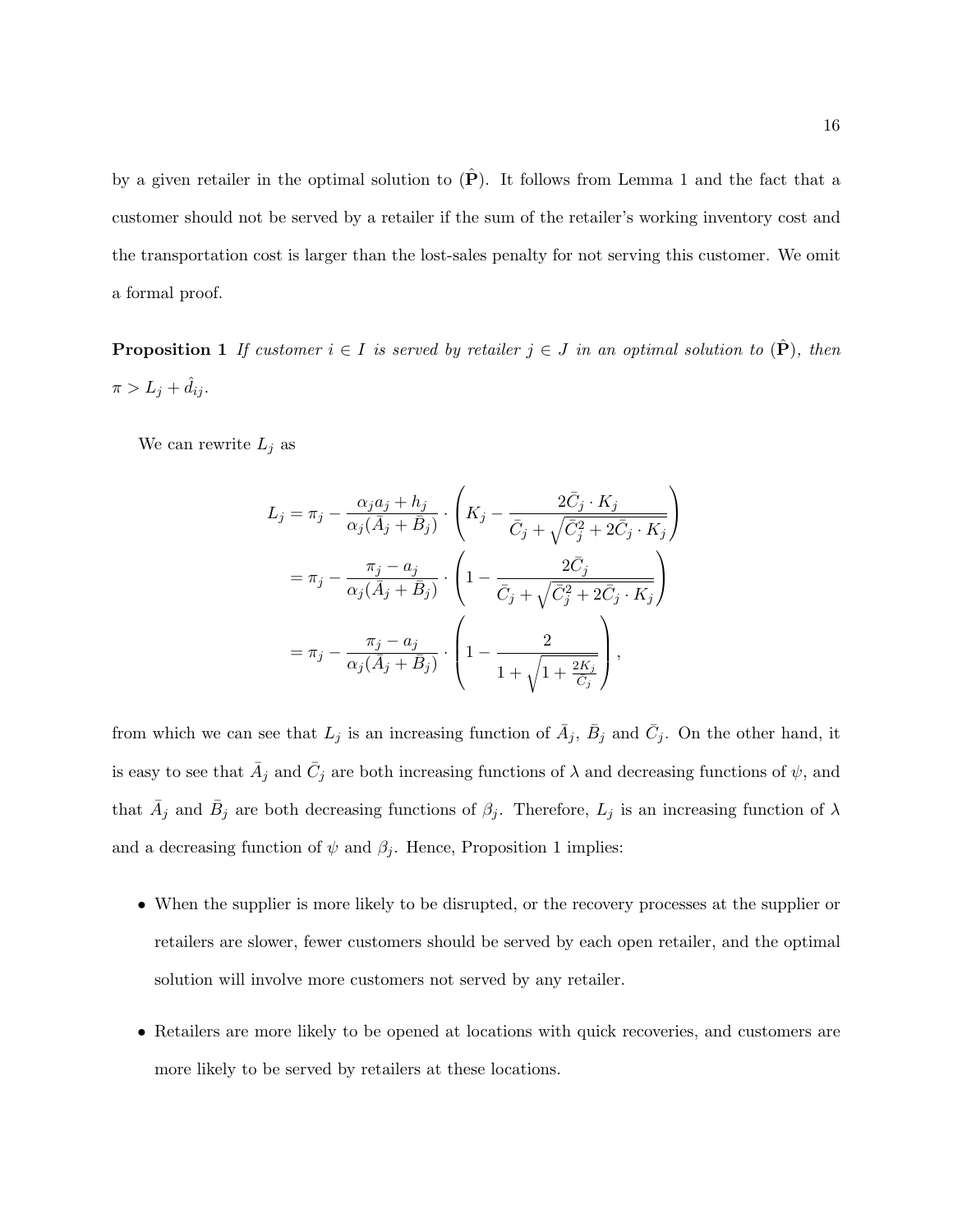by a given retailer in the optimal solution to $(\hat{\mathbf{P}})$. It follows from Lemma 1 and the fact that a customer should not be served by a retailer if the sum of the retailer's working inventory cost and the transportation cost is larger than the lost-sales penalty for not serving this customer. We omit a formal proof.

**Proposition 1** *If customer $i \in I$ is served by retailer $j \in J$ in an optimal solution to $(\hat{\mathbf{P}})$, then $\pi > L_j + \hat{d}_{ij}$.*

We can rewrite $L_j$ as

$$
\begin{aligned}
L_j &= \pi_j - \frac{\alpha_j a_j + h_j}{\alpha_j(\bar{A}_j + \bar{B}_j)} \cdot \left( K_j - \frac{2\bar{C}_j \cdot K_j}{\bar{C}_j + \sqrt{\bar{C}_j^2 + 2\bar{C}_j \cdot K_j}} \right) \\
&= \pi_j - \frac{\pi_j - a_j}{\alpha_j(\bar{A}_j + \bar{B}_j)} \cdot \left( 1 - \frac{2\bar{C}_j}{\bar{C}_j + \sqrt{\bar{C}_j^2 + 2\bar{C}_j \cdot K_j}} \right) \\
&= \pi_j - \frac{\pi_j - a_j}{\alpha_j(\bar{A}_j + \bar{B}_j)} \cdot \left( 1 - \frac{2}{1 + \sqrt{1 + \frac{2K_j}{\bar{C}_j}}} \right),
\end{aligned}
$$

from which we can see that $L_j$ is an increasing function of $\bar{A}_j$, $\bar{B}_j$ and $\bar{C}_j$. On the other hand, it is easy to see that $\bar{A}_j$ and $\bar{C}_j$ are both increasing functions of $\lambda$ and decreasing functions of $\psi$, and that $\bar{A}_j$ and $\bar{B}_j$ are both decreasing functions of $\beta_j$. Therefore, $L_j$ is an increasing function of $\lambda$ and a decreasing function of $\psi$ and $\beta_j$. Hence, Proposition 1 implies:

- When the supplier is more likely to be disrupted, or the recovery processes at the supplier or retailers are slower, fewer customers should be served by each open retailer, and the optimal solution will involve more customers not served by any retailer.
- Retailers are more likely to be opened at locations with quick recoveries, and customers are more likely to be served by retailers at these locations.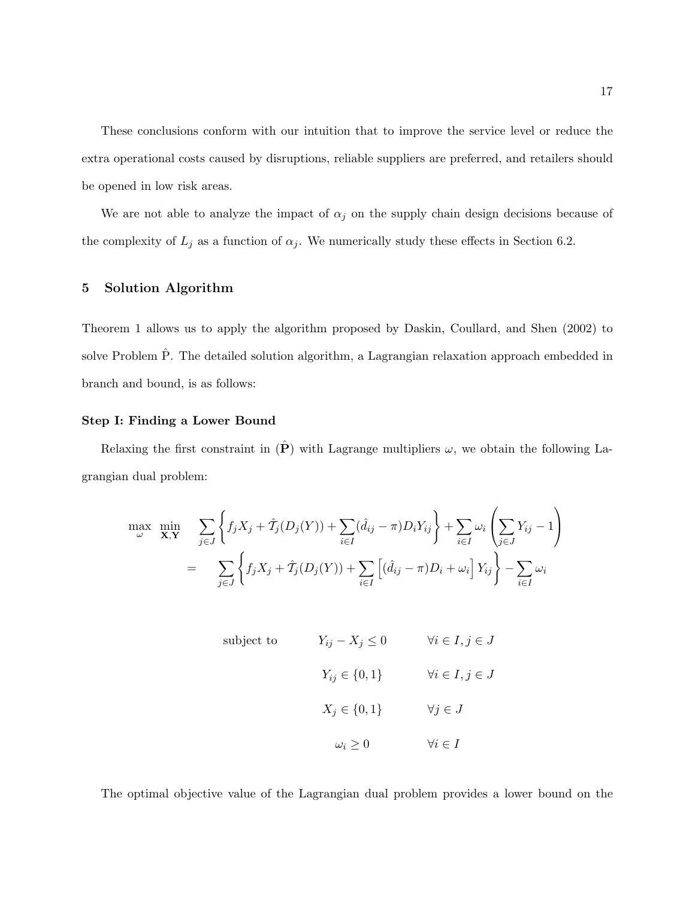These conclusions conform with our intuition that to improve the service level or reduce the extra operational costs caused by disruptions, reliable suppliers are preferred, and retailers should be opened in low risk areas.

We are not able to analyze the impact of $\alpha_j$ on the supply chain design decisions because of the complexity of $L_j$ as a function of $\alpha_j$. We numerically study these effects in Section 6.2.

## 5 Solution Algorithm

Theorem 1 allows us to apply the algorithm proposed by Daskin, Coullard, and Shen (2002) to solve Problem $\hat{\mathrm{P}}$. The detailed solution algorithm, a Lagrangian relaxation approach embedded in branch and bound, is as follows:

### Step I: Finding a Lower Bound

Relaxing the first constraint in $(\hat{\mathbf{P}})$ with Lagrange multipliers $\omega$, we obtain the following Lagrangian dual problem:

$$
\begin{aligned}
\max_{\omega} \min_{\mathbf{X},\mathbf{Y}} \quad & \sum_{j \in J} \left\{ f_j X_j + \hat{\mathcal{T}}_j(D_j(Y)) + \sum_{i \in I} (\hat{d}_{ij} - \pi) D_i Y_{ij} \right\} + \sum_{i \in I} \omega_i \left( \sum_{j \in J} Y_{ij} - 1 \right) \\
= \quad & \sum_{j \in J} \left\{ f_j X_j + \hat{\mathcal{T}}_j(D_j(Y)) + \sum_{i \in I} \left[ (\hat{d}_{ij} - \pi) D_i + \omega_i \right] Y_{ij} \right\} - \sum_{i \in I} \omega_i
\end{aligned}
$$

$$
\begin{aligned}
\text{subject to} \quad & Y_{ij} - X_j \leq 0 && \forall i \in I, j \in J \\
& Y_{ij} \in \{0, 1\} && \forall i \in I, j \in J \\
& X_j \in \{0, 1\} && \forall j \in J \\
& \omega_i \geq 0 && \forall i \in I
\end{aligned}
$$

The optimal objective value of the Lagrangian dual problem provides a lower bound on the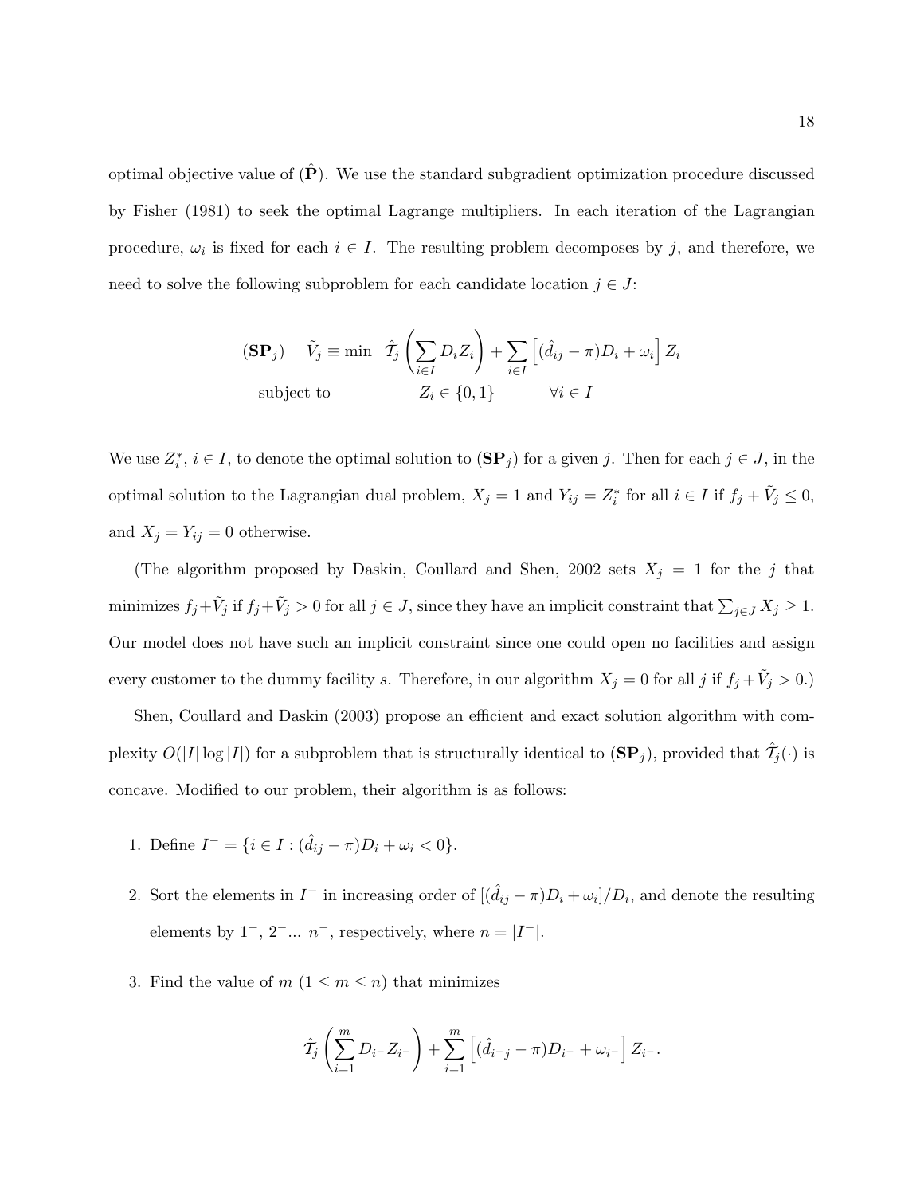optimal objective value of $(\hat{\mathbf{P}})$. We use the standard subgradient optimization procedure discussed by Fisher (1981) to seek the optimal Lagrange multipliers. In each iteration of the Lagrangian procedure, $\omega_i$ is fixed for each $i \in I$. The resulting problem decomposes by $j$, and therefore, we need to solve the following subproblem for each candidate location $j \in J$:

$$
\begin{aligned}
(\mathbf{SP}_j) \quad \tilde{V}_j \equiv \min \quad & \hat{\mathcal{T}}_j\left(\sum_{i \in I} D_i Z_i\right) + \sum_{i \in I}\left[(\hat{d}_{ij} - \pi) D_i + \omega_i\right] Z_i \\
\text{subject to} \quad & Z_i \in \{0,1\} \qquad \forall i \in I
\end{aligned}
$$

We use $Z_i^*$, $i \in I$, to denote the optimal solution to $(\mathbf{SP}_j)$ for a given $j$. Then for each $j \in J$, in the optimal solution to the Lagrangian dual problem, $X_j = 1$ and $Y_{ij} = Z_i^*$ for all $i \in I$ if $f_j + \tilde{V}_j \leq 0$, and $X_j = Y_{ij} = 0$ otherwise.

(The algorithm proposed by Daskin, Coullard and Shen, 2002 sets $X_j = 1$ for the $j$ that minimizes $f_j + \tilde{V}_j$ if $f_j + \tilde{V}_j > 0$ for all $j \in J$, since they have an implicit constraint that $\sum_{j \in J} X_j \geq 1$. Our model does not have such an implicit constraint since one could open no facilities and assign every customer to the dummy facility $s$. Therefore, in our algorithm $X_j = 0$ for all $j$ if $f_j + \tilde{V}_j > 0$.)

Shen, Coullard and Daskin (2003) propose an efficient and exact solution algorithm with complexity $O(|I| \log |I|)$ for a subproblem that is structurally identical to $(\mathbf{SP}_j)$, provided that $\hat{\mathcal{T}}_j(\cdot)$ is concave. Modified to our problem, their algorithm is as follows:

1. Define $I^- = \{i \in I : (\hat{d}_{ij} - \pi) D_i + \omega_i < 0\}$.

2. Sort the elements in $I^-$ in increasing order of $[(\hat{d}_{ij} - \pi) D_i + \omega_i]/D_i$, and denote the resulting elements by $1^-$, $2^-$... $n^-$, respectively, where $n = |I^-|$.

3. Find the value of $m$ $(1 \leq m \leq n)$ that minimizes

$$
\hat{\mathcal{T}}_j\left(\sum_{i=1}^{m} D_{i^-} Z_{i^-}\right) + \sum_{i=1}^{m}\left[(\hat{d}_{i^- j} - \pi) D_{i^-} + \omega_{i^-}\right] Z_{i^-}.
$$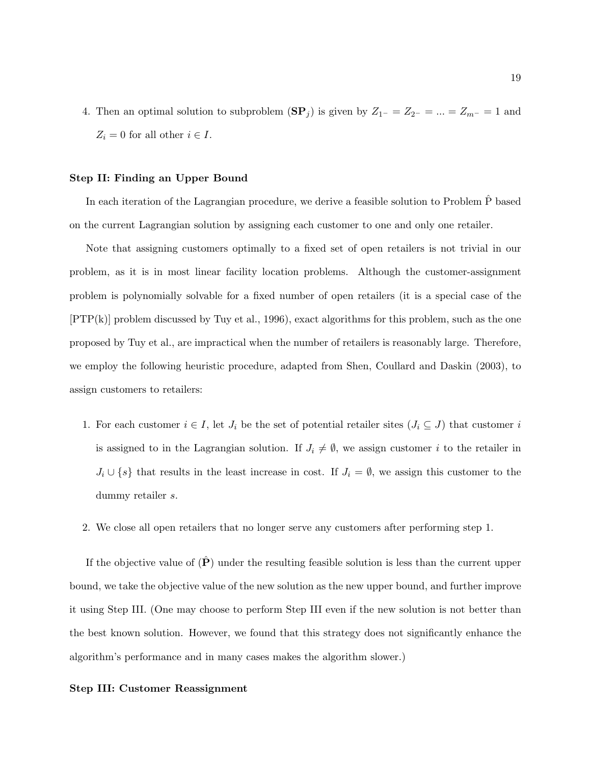4. Then an optimal solution to subproblem ($\mathbf{SP}_j$) is given by $Z_{1^-} = Z_{2^-} = ... = Z_{m^-} = 1$ and $Z_i = 0$ for all other $i \in I$.

**Step II: Finding an Upper Bound**

In each iteration of the Lagrangian procedure, we derive a feasible solution to Problem $\hat{\text{P}}$ based on the current Lagrangian solution by assigning each customer to one and only one retailer.

Note that assigning customers optimally to a fixed set of open retailers is not trivial in our problem, as it is in most linear facility location problems. Although the customer-assignment problem is polynomially solvable for a fixed number of open retailers (it is a special case of the [PTP(k)] problem discussed by Tuy et al., 1996), exact algorithms for this problem, such as the one proposed by Tuy et al., are impractical when the number of retailers is reasonably large. Therefore, we employ the following heuristic procedure, adapted from Shen, Coullard and Daskin (2003), to assign customers to retailers:

1. For each customer $i \in I$, let $J_i$ be the set of potential retailer sites ($J_i \subseteq J$) that customer $i$ is assigned to in the Lagrangian solution. If $J_i \neq \emptyset$, we assign customer $i$ to the retailer in $J_i \cup \{s\}$ that results in the least increase in cost. If $J_i = \emptyset$, we assign this customer to the dummy retailer $s$.

2. We close all open retailers that no longer serve any customers after performing step 1.

If the objective value of ($\hat{\mathbf{P}}$) under the resulting feasible solution is less than the current upper bound, we take the objective value of the new solution as the new upper bound, and further improve it using Step III. (One may choose to perform Step III even if the new solution is not better than the best known solution. However, we found that this strategy does not significantly enhance the algorithm's performance and in many cases makes the algorithm slower.)

**Step III: Customer Reassignment**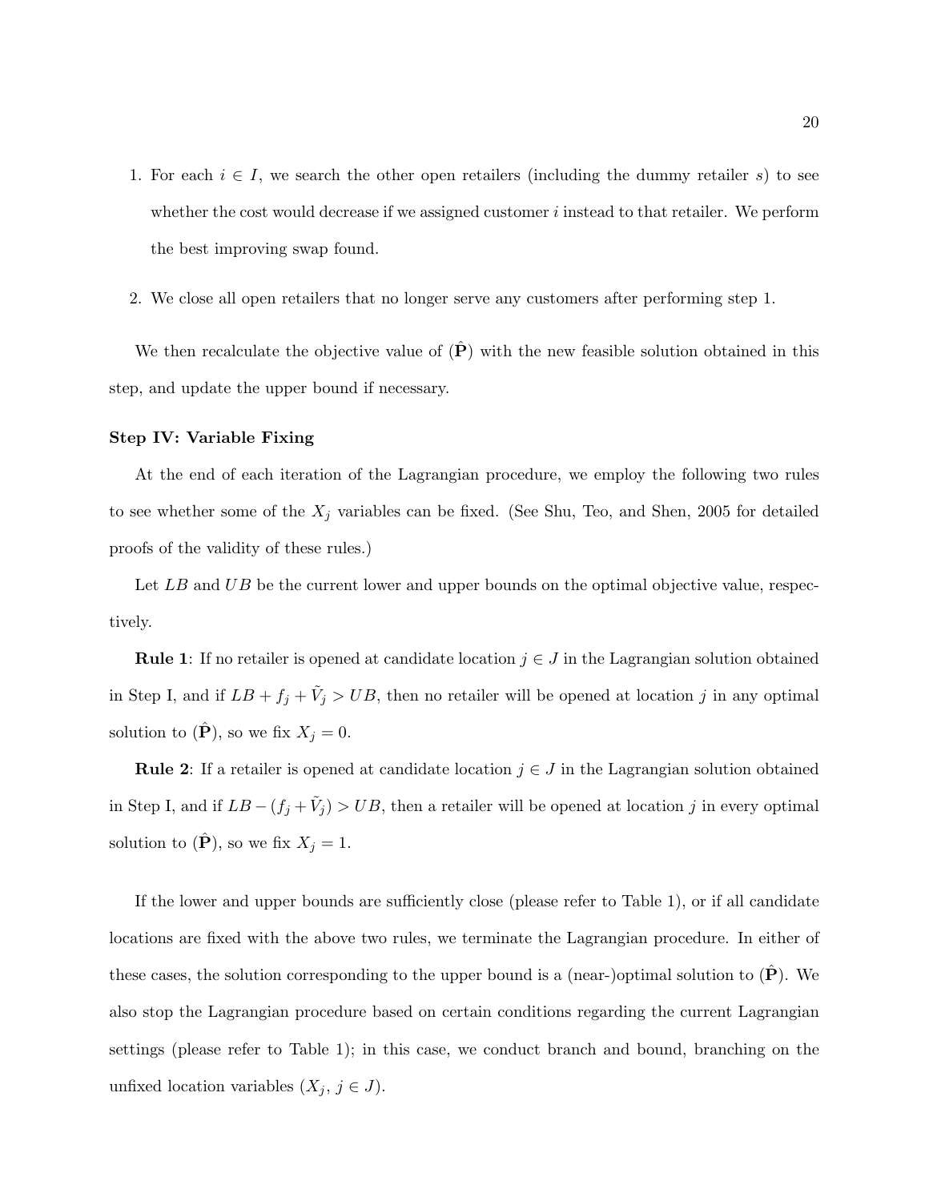1. For each $i \in I$, we search the other open retailers (including the dummy retailer $s$) to see whether the cost would decrease if we assigned customer $i$ instead to that retailer. We perform the best improving swap found.

2. We close all open retailers that no longer serve any customers after performing step 1.

We then recalculate the objective value of $(\hat{\mathbf{P}})$ with the new feasible solution obtained in this step, and update the upper bound if necessary.

**Step IV: Variable Fixing**

At the end of each iteration of the Lagrangian procedure, we employ the following two rules to see whether some of the $X_j$ variables can be fixed. (See Shu, Teo, and Shen, 2005 for detailed proofs of the validity of these rules.)

Let $LB$ and $UB$ be the current lower and upper bounds on the optimal objective value, respectively.

**Rule 1**: If no retailer is opened at candidate location $j \in J$ in the Lagrangian solution obtained in Step I, and if $LB + f_j + \tilde{V}_j > UB$, then no retailer will be opened at location $j$ in any optimal solution to $(\hat{\mathbf{P}})$, so we fix $X_j = 0$.

**Rule 2**: If a retailer is opened at candidate location $j \in J$ in the Lagrangian solution obtained in Step I, and if $LB - (f_j + \tilde{V}_j) > UB$, then a retailer will be opened at location $j$ in every optimal solution to $(\hat{\mathbf{P}})$, so we fix $X_j = 1$.

If the lower and upper bounds are sufficiently close (please refer to Table 1), or if all candidate locations are fixed with the above two rules, we terminate the Lagrangian procedure. In either of these cases, the solution corresponding to the upper bound is a (near-)optimal solution to $(\hat{\mathbf{P}})$. We also stop the Lagrangian procedure based on certain conditions regarding the current Lagrangian settings (please refer to Table 1); in this case, we conduct branch and bound, branching on the unfixed location variables ($X_j$, $j \in J$).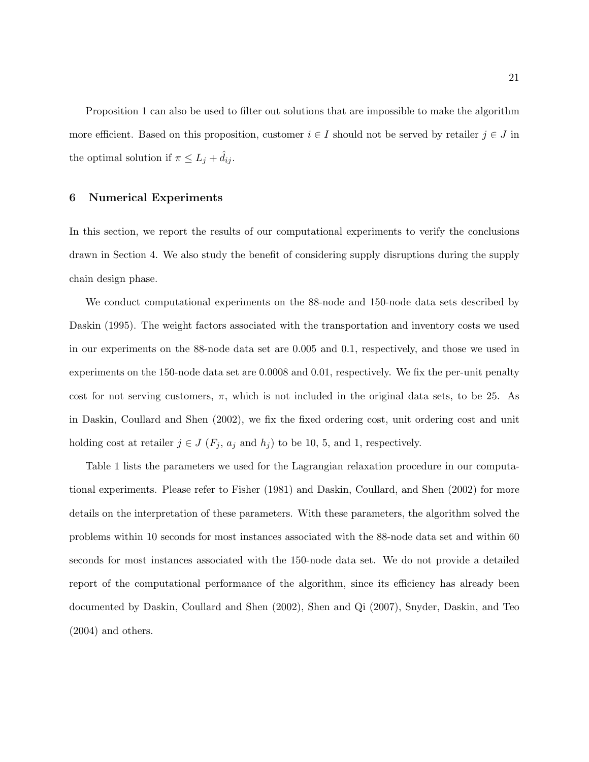Proposition 1 can also be used to filter out solutions that are impossible to make the algorithm more efficient. Based on this proposition, customer $i \in I$ should not be served by retailer $j \in J$ in the optimal solution if $\pi \leq L_j + \hat{d}_{ij}$.

## 6 Numerical Experiments

In this section, we report the results of our computational experiments to verify the conclusions drawn in Section 4. We also study the benefit of considering supply disruptions during the supply chain design phase.

We conduct computational experiments on the 88-node and 150-node data sets described by Daskin (1995). The weight factors associated with the transportation and inventory costs we used in our experiments on the 88-node data set are 0.005 and 0.1, respectively, and those we used in experiments on the 150-node data set are 0.0008 and 0.01, respectively. We fix the per-unit penalty cost for not serving customers, $\pi$, which is not included in the original data sets, to be 25. As in Daskin, Coullard and Shen (2002), we fix the fixed ordering cost, unit ordering cost and unit holding cost at retailer $j \in J$ ($F_j$, $a_j$ and $h_j$) to be 10, 5, and 1, respectively.

Table 1 lists the parameters we used for the Lagrangian relaxation procedure in our computational experiments. Please refer to Fisher (1981) and Daskin, Coullard, and Shen (2002) for more details on the interpretation of these parameters. With these parameters, the algorithm solved the problems within 10 seconds for most instances associated with the 88-node data set and within 60 seconds for most instances associated with the 150-node data set. We do not provide a detailed report of the computational performance of the algorithm, since its efficiency has already been documented by Daskin, Coullard and Shen (2002), Shen and Qi (2007), Snyder, Daskin, and Teo (2004) and others.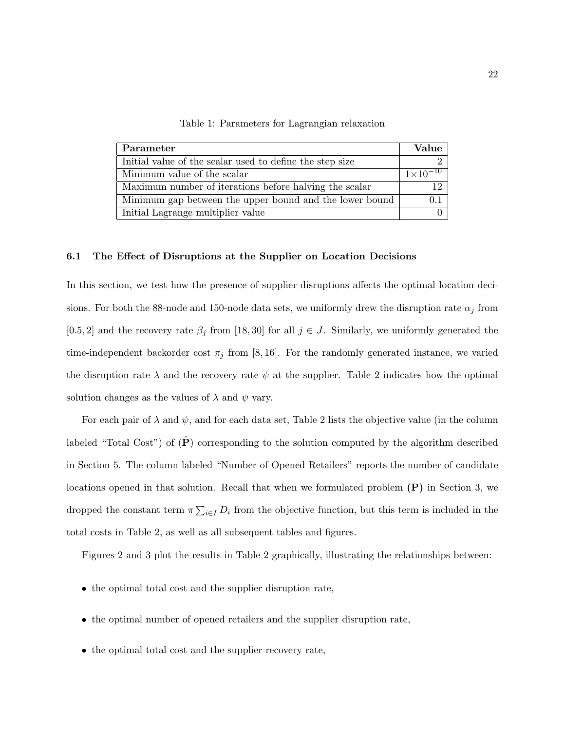Table 1: Parameters for Lagrangian relaxation

| Parameter | Value |
|---|---|
| Initial value of the scalar used to define the step size | 2 |
| Minimum value of the scalar | $1\times10^{-10}$ |
| Maximum number of iterations before halving the scalar | 12 |
| Minimum gap between the upper bound and the lower bound | 0.1 |
| Initial Lagrange multiplier value | 0 |

### 6.1 The Effect of Disruptions at the Supplier on Location Decisions

In this section, we test how the presence of supplier disruptions affects the optimal location decisions. For both the 88-node and 150-node data sets, we uniformly drew the disruption rate $\alpha_j$ from $[0.5, 2]$ and the recovery rate $\beta_j$ from $[18, 30]$ for all $j \in J$. Similarly, we uniformly generated the time-independent backorder cost $\pi_j$ from $[8, 16]$. For the randomly generated instance, we varied the disruption rate $\lambda$ and the recovery rate $\psi$ at the supplier. Table 2 indicates how the optimal solution changes as the values of $\lambda$ and $\psi$ vary.

For each pair of $\lambda$ and $\psi$, and for each data set, Table 2 lists the objective value (in the column labeled "Total Cost") of $(\hat{\mathbf{P}})$ corresponding to the solution computed by the algorithm described in Section 5. The column labeled "Number of Opened Retailers" reports the number of candidate locations opened in that solution. Recall that when we formulated problem **(P)** in Section 3, we dropped the constant term $\pi \sum_{i \in I} D_i$ from the objective function, but this term is included in the total costs in Table 2, as well as all subsequent tables and figures.

Figures 2 and 3 plot the results in Table 2 graphically, illustrating the relationships between:

- the optimal total cost and the supplier disruption rate,
- the optimal number of opened retailers and the supplier disruption rate,
- the optimal total cost and the supplier recovery rate,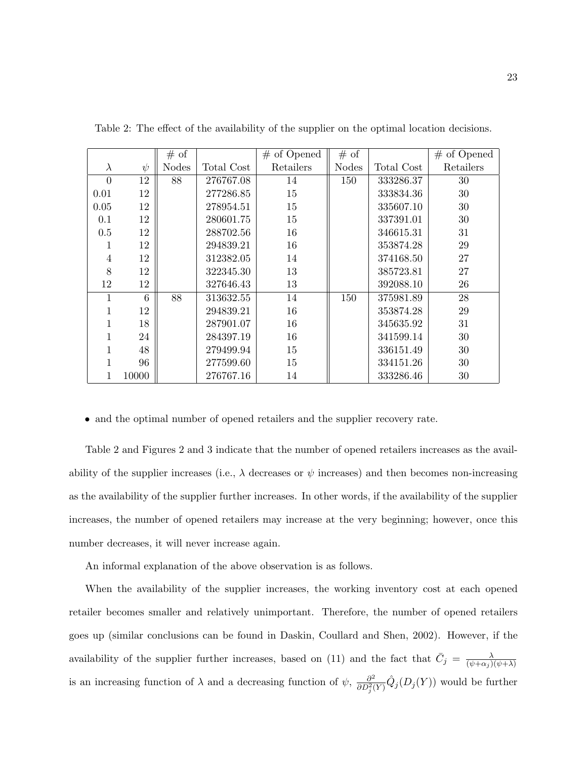Table 2: The effect of the availability of the supplier on the optimal location decisions.

| $\lambda$ | $\psi$ | # of Nodes | Total Cost | # of Opened Retailers | # of Nodes | Total Cost | # of Opened Retailers |
|---|---|---|---|---|---|---|---|
| 0 | 12 | 88 | 276767.08 | 14 | 150 | 333286.37 | 30 |
| 0.01 | 12 | | 277286.85 | 15 | | 333834.36 | 30 |
| 0.05 | 12 | | 278954.51 | 15 | | 335607.10 | 30 |
| 0.1 | 12 | | 280601.75 | 15 | | 337391.01 | 30 |
| 0.5 | 12 | | 288702.56 | 16 | | 346615.31 | 31 |
| 1 | 12 | | 294839.21 | 16 | | 353874.28 | 29 |
| 4 | 12 | | 312382.05 | 14 | | 374168.50 | 27 |
| 8 | 12 | | 322345.30 | 13 | | 385723.81 | 27 |
| 12 | 12 | | 327646.43 | 13 | | 392088.10 | 26 |
| 1 | 6 | 88 | 313632.55 | 14 | 150 | 375981.89 | 28 |
| 1 | 12 | | 294839.21 | 16 | | 353874.28 | 29 |
| 1 | 18 | | 287901.07 | 16 | | 345635.92 | 31 |
| 1 | 24 | | 284397.19 | 16 | | 341599.14 | 30 |
| 1 | 48 | | 279499.94 | 15 | | 336151.49 | 30 |
| 1 | 96 | | 277599.60 | 15 | | 334151.26 | 30 |
| 1 | 10000 | | 276767.16 | 14 | | 333286.46 | 30 |

- and the optimal number of opened retailers and the supplier recovery rate.

Table 2 and Figures 2 and 3 indicate that the number of opened retailers increases as the availability of the supplier increases (i.e., $\lambda$ decreases or $\psi$ increases) and then becomes non-increasing as the availability of the supplier further increases. In other words, if the availability of the supplier increases, the number of opened retailers may increase at the very beginning; however, once this number decreases, it will never increase again.

An informal explanation of the above observation is as follows.

When the availability of the supplier increases, the working inventory cost at each opened retailer becomes smaller and relatively unimportant. Therefore, the number of opened retailers goes up (similar conclusions can be found in Daskin, Coullard and Shen, 2002). However, if the availability of the supplier further increases, based on (11) and the fact that $\bar{C}_j = \frac{\lambda}{(\psi+\alpha_j)(\psi+\lambda)}$ is an increasing function of $\lambda$ and a decreasing function of $\psi$, $\frac{\partial^2}{\partial D_j^2(Y)} \hat{Q}_j(D_j(Y))$ would be further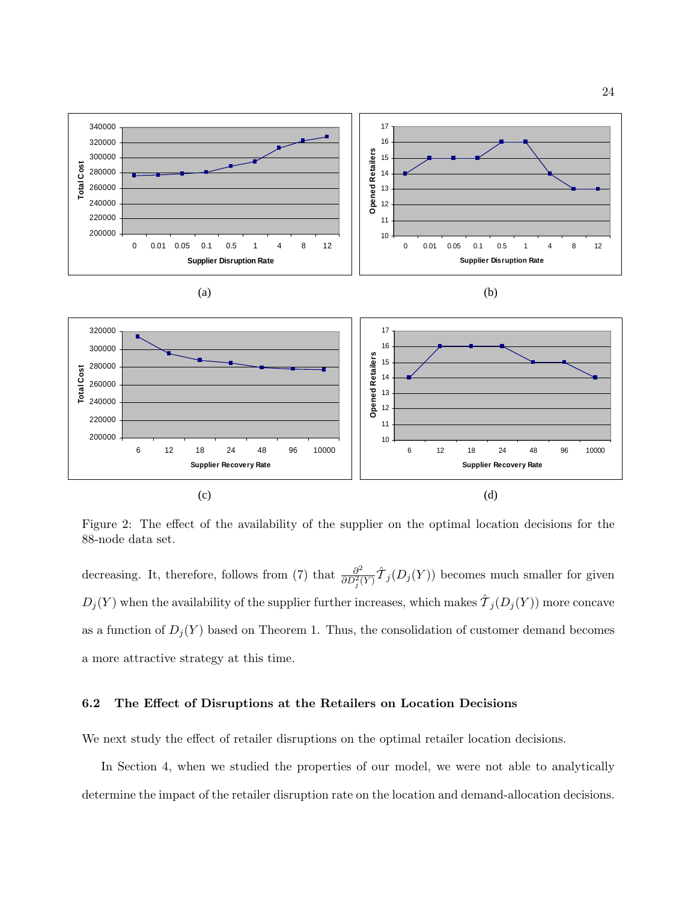(a)

(b)

(c)

(d)

Figure 2: The effect of the availability of the supplier on the optimal location decisions for the 88-node data set.

decreasing. It, therefore, follows from (7) that $\frac{\partial^2}{\partial D_j^2(Y)} \hat{\mathcal{T}}_j(D_j(Y))$ becomes much smaller for given $D_j(Y)$ when the availability of the supplier further increases, which makes $\hat{\mathcal{T}}_j(D_j(Y))$ more concave as a function of $D_j(Y)$ based on Theorem 1. Thus, the consolidation of customer demand becomes a more attractive strategy at this time.

### 6.2 The Effect of Disruptions at the Retailers on Location Decisions

We next study the effect of retailer disruptions on the optimal retailer location decisions.

In Section 4, when we studied the properties of our model, we were not able to analytically determine the impact of the retailer disruption rate on the location and demand-allocation decisions.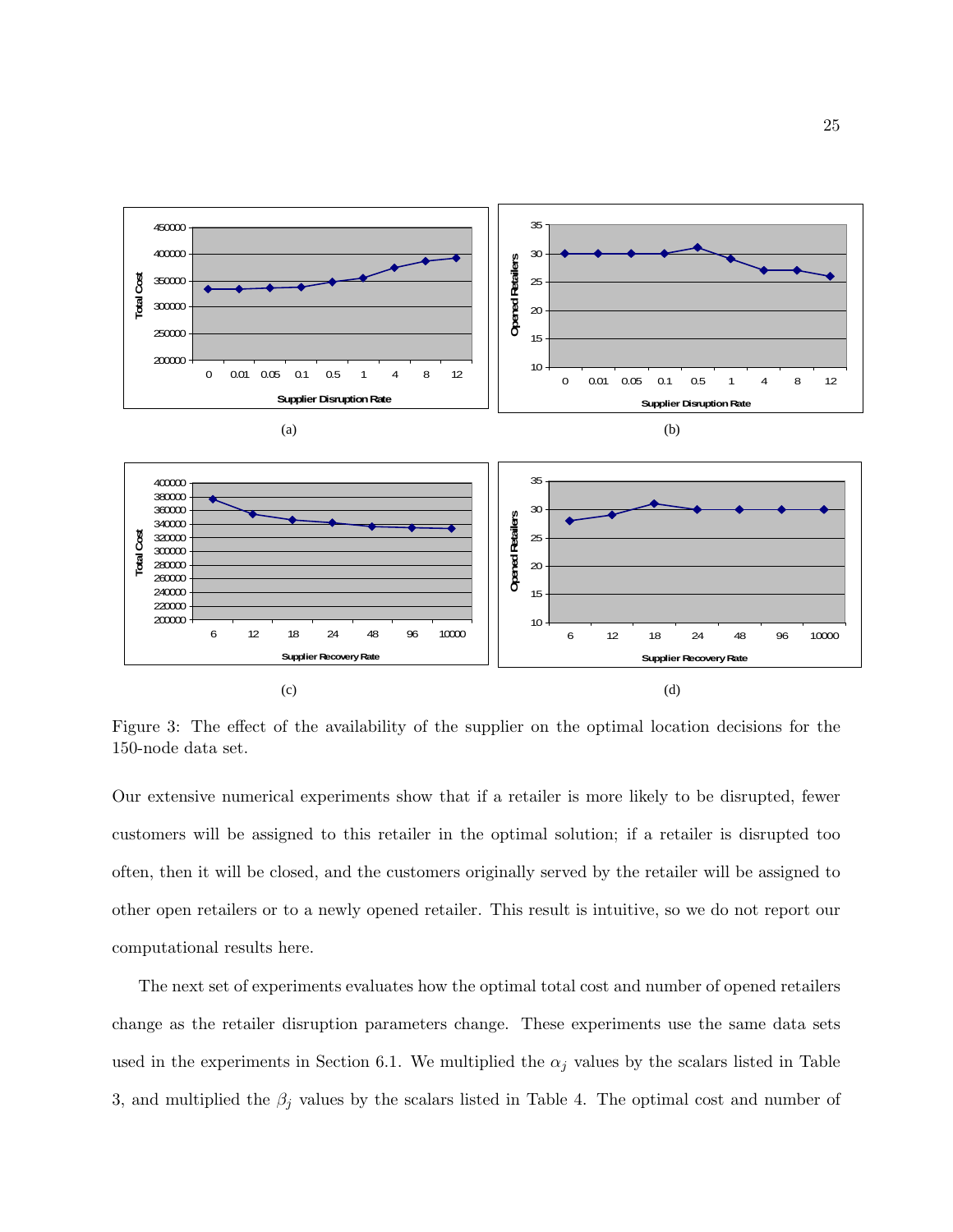Figure 3: The effect of the availability of the supplier on the optimal location decisions for the 150-node data set.

Our extensive numerical experiments show that if a retailer is more likely to be disrupted, fewer customers will be assigned to this retailer in the optimal solution; if a retailer is disrupted too often, then it will be closed, and the customers originally served by the retailer will be assigned to other open retailers or to a newly opened retailer. This result is intuitive, so we do not report our computational results here.

The next set of experiments evaluates how the optimal total cost and number of opened retailers change as the retailer disruption parameters change. These experiments use the same data sets used in the experiments in Section 6.1. We multiplied the $\alpha_j$ values by the scalars listed in Table 3, and multiplied the $\beta_j$ values by the scalars listed in Table 4. The optimal cost and number of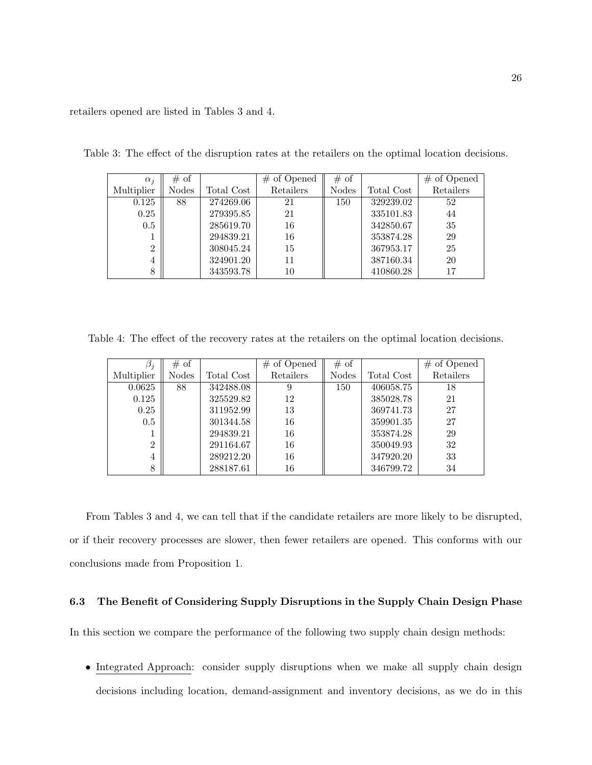retailers opened are listed in Tables 3 and 4.

Table 3: The effect of the disruption rates at the retailers on the optimal location decisions.

| $\alpha_j$ Multiplier | # of Nodes | Total Cost | # of Opened Retailers | # of Nodes | Total Cost | # of Opened Retailers |
|---|---|---|---|---|---|---|
| 0.125 | 88 | 274269.06 | 21 | 150 | 329239.02 | 52 |
| 0.25 | | 279395.85 | 21 | | 335101.83 | 44 |
| 0.5 | | 285619.70 | 16 | | 342850.67 | 35 |
| 1 | | 294839.21 | 16 | | 353874.28 | 29 |
| 2 | | 308045.24 | 15 | | 367953.17 | 25 |
| 4 | | 324901.20 | 11 | | 387160.34 | 20 |
| 8 | | 343593.78 | 10 | | 410860.28 | 17 |

Table 4: The effect of the recovery rates at the retailers on the optimal location decisions.

| $\beta_j$ Multiplier | # of Nodes | Total Cost | # of Opened Retailers | # of Nodes | Total Cost | # of Opened Retailers |
|---|---|---|---|---|---|---|
| 0.0625 | 88 | 342488.08 | 9 | 150 | 406058.75 | 18 |
| 0.125 | | 325529.82 | 12 | | 385028.78 | 21 |
| 0.25 | | 311952.99 | 13 | | 369741.73 | 27 |
| 0.5 | | 301344.58 | 16 | | 359901.35 | 27 |
| 1 | | 294839.21 | 16 | | 353874.28 | 29 |
| 2 | | 291164.67 | 16 | | 350049.93 | 32 |
| 4 | | 289212.20 | 16 | | 347920.20 | 33 |
| 8 | | 288187.61 | 16 | | 346799.72 | 34 |

From Tables 3 and 4, we can tell that if the candidate retailers are more likely to be disrupted, or if their recovery processes are slower, then fewer retailers are opened. This conforms with our conclusions made from Proposition 1.

### 6.3 The Benefit of Considering Supply Disruptions in the Supply Chain Design Phase

In this section we compare the performance of the following two supply chain design methods:

- Integrated Approach: consider supply disruptions when we make all supply chain design decisions including location, demand-assignment and inventory decisions, as we do in this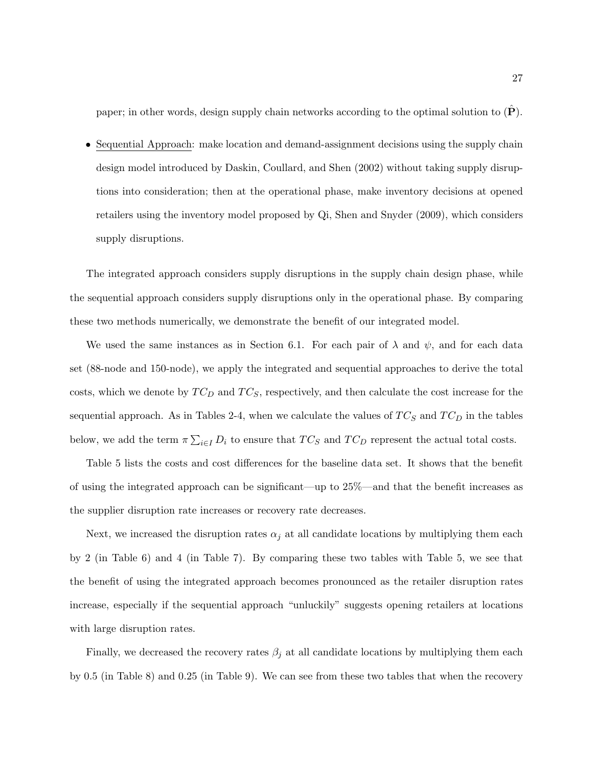paper; in other words, design supply chain networks according to the optimal solution to $(\hat{\mathbf{P}})$.

- Sequential Approach: make location and demand-assignment decisions using the supply chain design model introduced by Daskin, Coullard, and Shen (2002) without taking supply disruptions into consideration; then at the operational phase, make inventory decisions at opened retailers using the inventory model proposed by Qi, Shen and Snyder (2009), which considers supply disruptions.

The integrated approach considers supply disruptions in the supply chain design phase, while the sequential approach considers supply disruptions only in the operational phase. By comparing these two methods numerically, we demonstrate the benefit of our integrated model.

We used the same instances as in Section 6.1. For each pair of $\lambda$ and $\psi$, and for each data set (88-node and 150-node), we apply the integrated and sequential approaches to derive the total costs, which we denote by $TC_D$ and $TC_S$, respectively, and then calculate the cost increase for the sequential approach. As in Tables 2-4, when we calculate the values of $TC_S$ and $TC_D$ in the tables below, we add the term $\pi \sum_{i \in I} D_i$ to ensure that $TC_S$ and $TC_D$ represent the actual total costs.

Table 5 lists the costs and cost differences for the baseline data set. It shows that the benefit of using the integrated approach can be significant—up to 25%—and that the benefit increases as the supplier disruption rate increases or recovery rate decreases.

Next, we increased the disruption rates $\alpha_j$ at all candidate locations by multiplying them each by 2 (in Table 6) and 4 (in Table 7). By comparing these two tables with Table 5, we see that the benefit of using the integrated approach becomes pronounced as the retailer disruption rates increase, especially if the sequential approach "unluckily" suggests opening retailers at locations with large disruption rates.

Finally, we decreased the recovery rates $\beta_j$ at all candidate locations by multiplying them each by 0.5 (in Table 8) and 0.25 (in Table 9). We can see from these two tables that when the recovery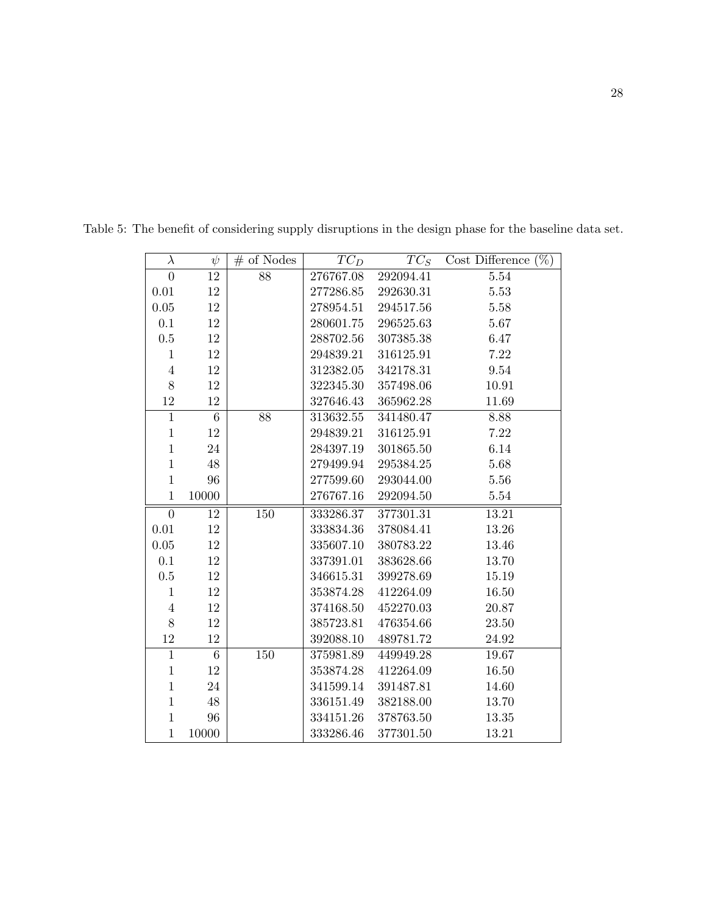Table 5: The benefit of considering supply disruptions in the design phase for the baseline data set.

| $\lambda$ | $\psi$ | # of Nodes | $TC_D$ | $TC_S$ | Cost Difference (%) |
|---|---|---|---|---|---|
| 0 | 12 | 88 | 276767.08 | 292094.41 | 5.54 |
| 0.01 | 12 | | 277286.85 | 292630.31 | 5.53 |
| 0.05 | 12 | | 278954.51 | 294517.56 | 5.58 |
| 0.1 | 12 | | 280601.75 | 296525.63 | 5.67 |
| 0.5 | 12 | | 288702.56 | 307385.38 | 6.47 |
| 1 | 12 | | 294839.21 | 316125.91 | 7.22 |
| 4 | 12 | | 312382.05 | 342178.31 | 9.54 |
| 8 | 12 | | 322345.30 | 357498.06 | 10.91 |
| 12 | 12 | | 327646.43 | 365962.28 | 11.69 |
| 1 | 6 | 88 | 313632.55 | 341480.47 | 8.88 |
| 1 | 12 | | 294839.21 | 316125.91 | 7.22 |
| 1 | 24 | | 284397.19 | 301865.50 | 6.14 |
| 1 | 48 | | 279499.94 | 295384.25 | 5.68 |
| 1 | 96 | | 277599.60 | 293044.00 | 5.56 |
| 1 | 10000 | | 276767.16 | 292094.50 | 5.54 |
| 0 | 12 | 150 | 333286.37 | 377301.31 | 13.21 |
| 0.01 | 12 | | 333834.36 | 378084.41 | 13.26 |
| 0.05 | 12 | | 335607.10 | 380783.22 | 13.46 |
| 0.1 | 12 | | 337391.01 | 383628.66 | 13.70 |
| 0.5 | 12 | | 346615.31 | 399278.69 | 15.19 |
| 1 | 12 | | 353874.28 | 412264.09 | 16.50 |
| 4 | 12 | | 374168.50 | 452270.03 | 20.87 |
| 8 | 12 | | 385723.81 | 476354.66 | 23.50 |
| 12 | 12 | | 392088.10 | 489781.72 | 24.92 |
| 1 | 6 | 150 | 375981.89 | 449949.28 | 19.67 |
| 1 | 12 | | 353874.28 | 412264.09 | 16.50 |
| 1 | 24 | | 341599.14 | 391487.81 | 14.60 |
| 1 | 48 | | 336151.49 | 382188.00 | 13.70 |
| 1 | 96 | | 334151.26 | 378763.50 | 13.35 |
| 1 | 10000 | | 333286.46 | 377301.50 | 13.21 |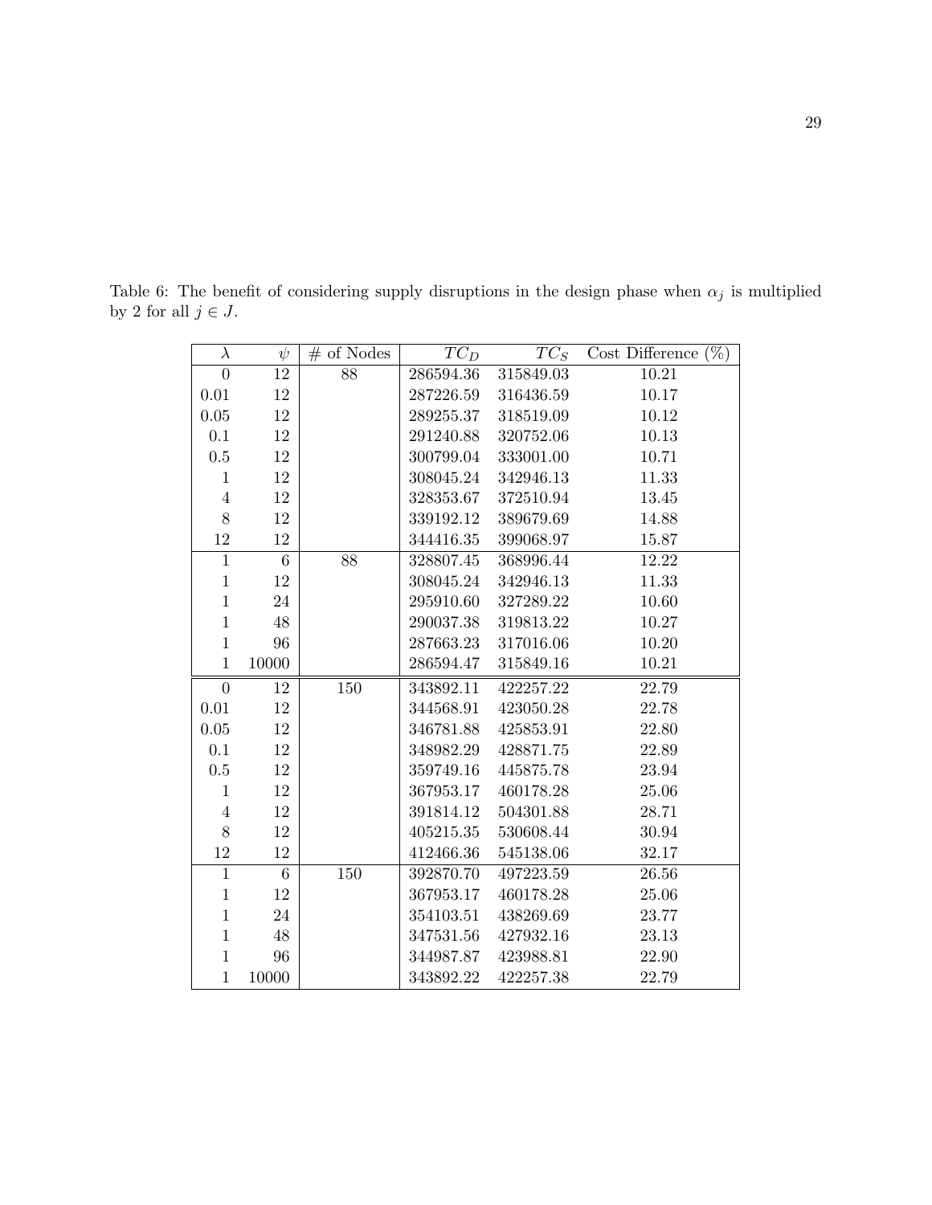Table 6: The benefit of considering supply disruptions in the design phase when $\alpha_j$ is multiplied by 2 for all $j \in J$.

| $\lambda$ | $\psi$ | # of Nodes | $TC_D$ | $TC_S$ | Cost Difference (%) |
|---|---|---|---|---|---|
| 0 | 12 | 88 | 286594.36 | 315849.03 | 10.21 |
| 0.01 | 12 | | 287226.59 | 316436.59 | 10.17 |
| 0.05 | 12 | | 289255.37 | 318519.09 | 10.12 |
| 0.1 | 12 | | 291240.88 | 320752.06 | 10.13 |
| 0.5 | 12 | | 300799.04 | 333001.00 | 10.71 |
| 1 | 12 | | 308045.24 | 342946.13 | 11.33 |
| 4 | 12 | | 328353.67 | 372510.94 | 13.45 |
| 8 | 12 | | 339192.12 | 389679.69 | 14.88 |
| 12 | 12 | | 344416.35 | 399068.97 | 15.87 |
| 1 | 6 | 88 | 328807.45 | 368996.44 | 12.22 |
| 1 | 12 | | 308045.24 | 342946.13 | 11.33 |
| 1 | 24 | | 295910.60 | 327289.22 | 10.60 |
| 1 | 48 | | 290037.38 | 319813.22 | 10.27 |
| 1 | 96 | | 287663.23 | 317016.06 | 10.20 |
| 1 | 10000 | | 286594.47 | 315849.16 | 10.21 |
| 0 | 12 | 150 | 343892.11 | 422257.22 | 22.79 |
| 0.01 | 12 | | 344568.91 | 423050.28 | 22.78 |
| 0.05 | 12 | | 346781.88 | 425853.91 | 22.80 |
| 0.1 | 12 | | 348982.29 | 428871.75 | 22.89 |
| 0.5 | 12 | | 359749.16 | 445875.78 | 23.94 |
| 1 | 12 | | 367953.17 | 460178.28 | 25.06 |
| 4 | 12 | | 391814.12 | 504301.88 | 28.71 |
| 8 | 12 | | 405215.35 | 530608.44 | 30.94 |
| 12 | 12 | | 412466.36 | 545138.06 | 32.17 |
| 1 | 6 | 150 | 392870.70 | 497223.59 | 26.56 |
| 1 | 12 | | 367953.17 | 460178.28 | 25.06 |
| 1 | 24 | | 354103.51 | 438269.69 | 23.77 |
| 1 | 48 | | 347531.56 | 427932.16 | 23.13 |
| 1 | 96 | | 344987.87 | 423988.81 | 22.90 |
| 1 | 10000 | | 343892.22 | 422257.38 | 22.79 |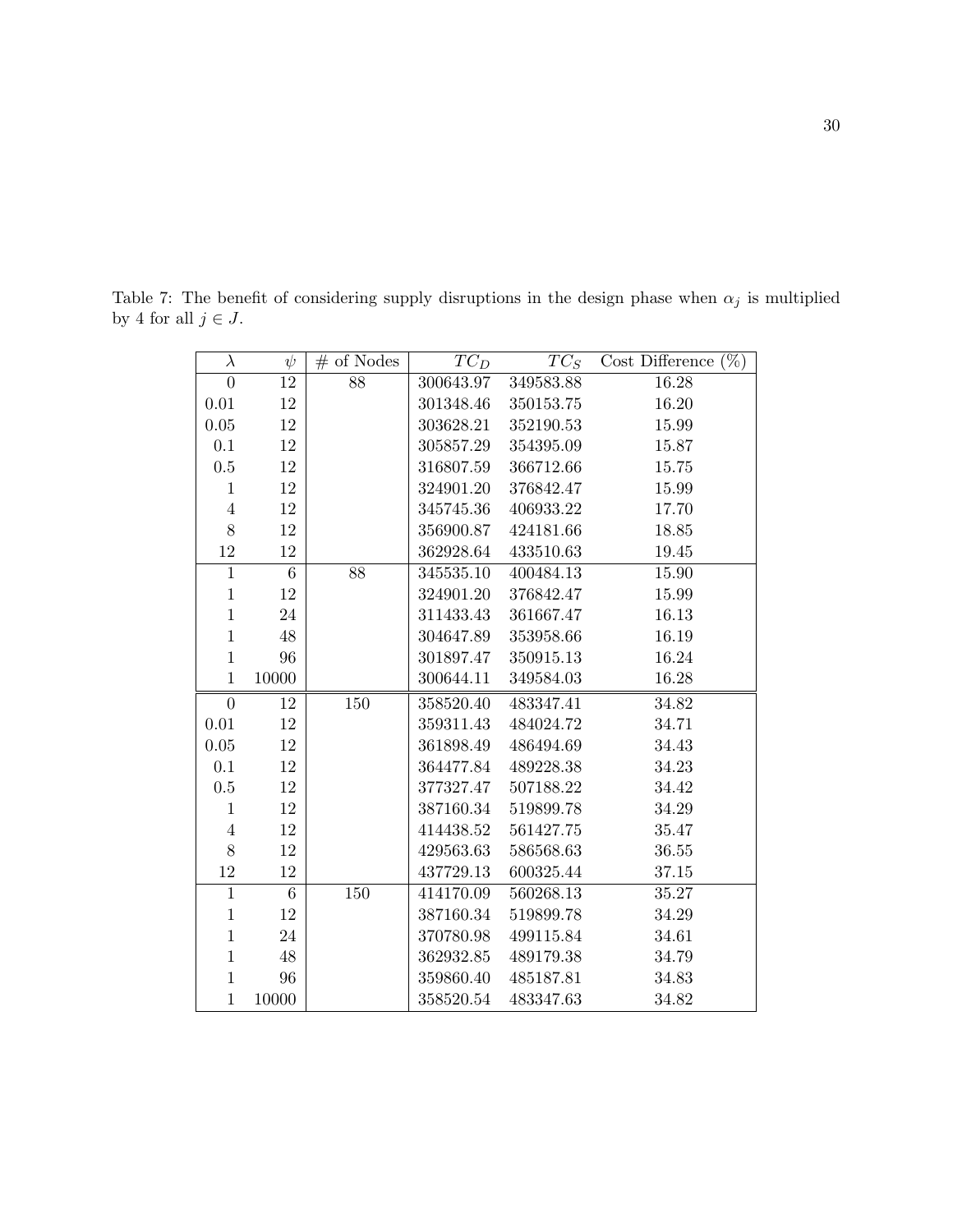Table 7: The benefit of considering supply disruptions in the design phase when $\alpha_j$ is multiplied by 4 for all $j \in J$.

| $\lambda$ | $\psi$ | # of Nodes | $TC_D$ | $TC_S$ | Cost Difference (%) |
|---|---|---|---|---|---|
| 0 | 12 | 88 | 300643.97 | 349583.88 | 16.28 |
| 0.01 | 12 | | 301348.46 | 350153.75 | 16.20 |
| 0.05 | 12 | | 303628.21 | 352190.53 | 15.99 |
| 0.1 | 12 | | 305857.29 | 354395.09 | 15.87 |
| 0.5 | 12 | | 316807.59 | 366712.66 | 15.75 |
| 1 | 12 | | 324901.20 | 376842.47 | 15.99 |
| 4 | 12 | | 345745.36 | 406933.22 | 17.70 |
| 8 | 12 | | 356900.87 | 424181.66 | 18.85 |
| 12 | 12 | | 362928.64 | 433510.63 | 19.45 |
| 1 | 6 | 88 | 345535.10 | 400484.13 | 15.90 |
| 1 | 12 | | 324901.20 | 376842.47 | 15.99 |
| 1 | 24 | | 311433.43 | 361667.47 | 16.13 |
| 1 | 48 | | 304647.89 | 353958.66 | 16.19 |
| 1 | 96 | | 301897.47 | 350915.13 | 16.24 |
| 1 | 10000 | | 300644.11 | 349584.03 | 16.28 |
| 0 | 12 | 150 | 358520.40 | 483347.41 | 34.82 |
| 0.01 | 12 | | 359311.43 | 484024.72 | 34.71 |
| 0.05 | 12 | | 361898.49 | 486494.69 | 34.43 |
| 0.1 | 12 | | 364477.84 | 489228.38 | 34.23 |
| 0.5 | 12 | | 377327.47 | 507188.22 | 34.42 |
| 1 | 12 | | 387160.34 | 519899.78 | 34.29 |
| 4 | 12 | | 414438.52 | 561427.75 | 35.47 |
| 8 | 12 | | 429563.63 | 586568.63 | 36.55 |
| 12 | 12 | | 437729.13 | 600325.44 | 37.15 |
| 1 | 6 | 150 | 414170.09 | 560268.13 | 35.27 |
| 1 | 12 | | 387160.34 | 519899.78 | 34.29 |
| 1 | 24 | | 370780.98 | 499115.84 | 34.61 |
| 1 | 48 | | 362932.85 | 489179.38 | 34.79 |
| 1 | 96 | | 359860.40 | 485187.81 | 34.83 |
| 1 | 10000 | | 358520.54 | 483347.63 | 34.82 |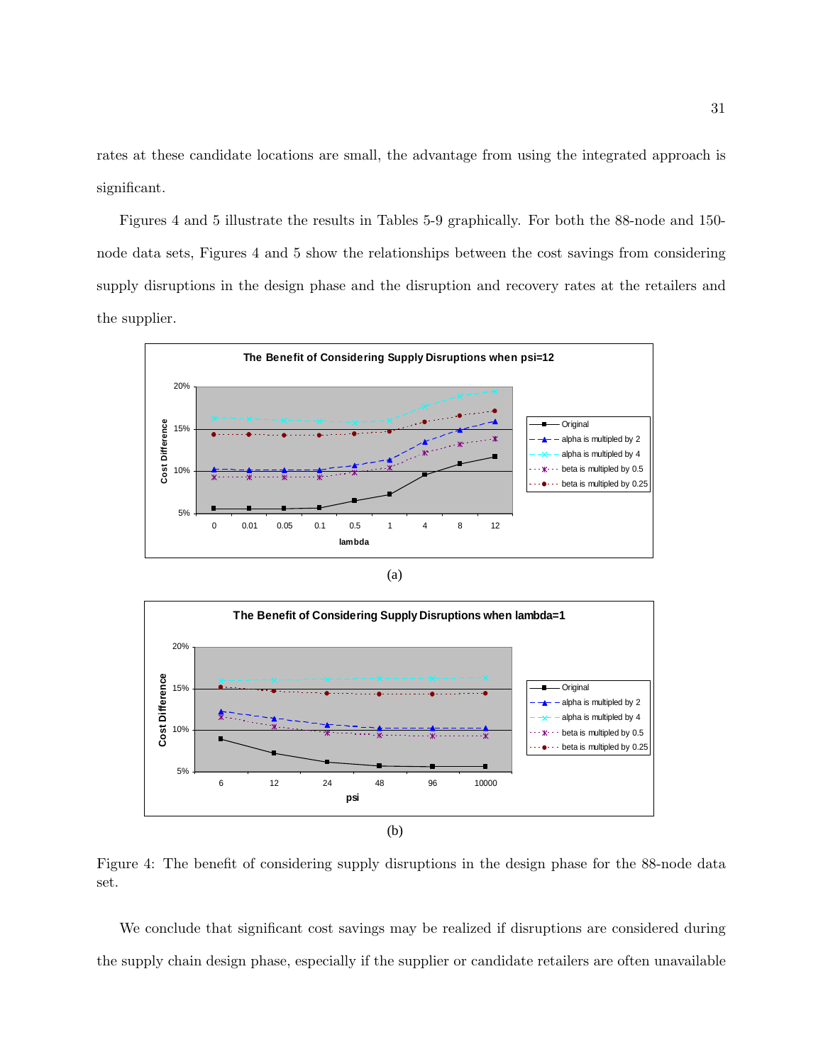rates at these candidate locations are small, the advantage from using the integrated approach is significant.

Figures 4 and 5 illustrate the results in Tables 5-9 graphically. For both the 88-node and 150-node data sets, Figures 4 and 5 show the relationships between the cost savings from considering supply disruptions in the design phase and the disruption and recovery rates at the retailers and the supplier.

(a)

(b)

Figure 4: The benefit of considering supply disruptions in the design phase for the 88-node data set.

We conclude that significant cost savings may be realized if disruptions are considered during the supply chain design phase, especially if the supplier or candidate retailers are often unavailable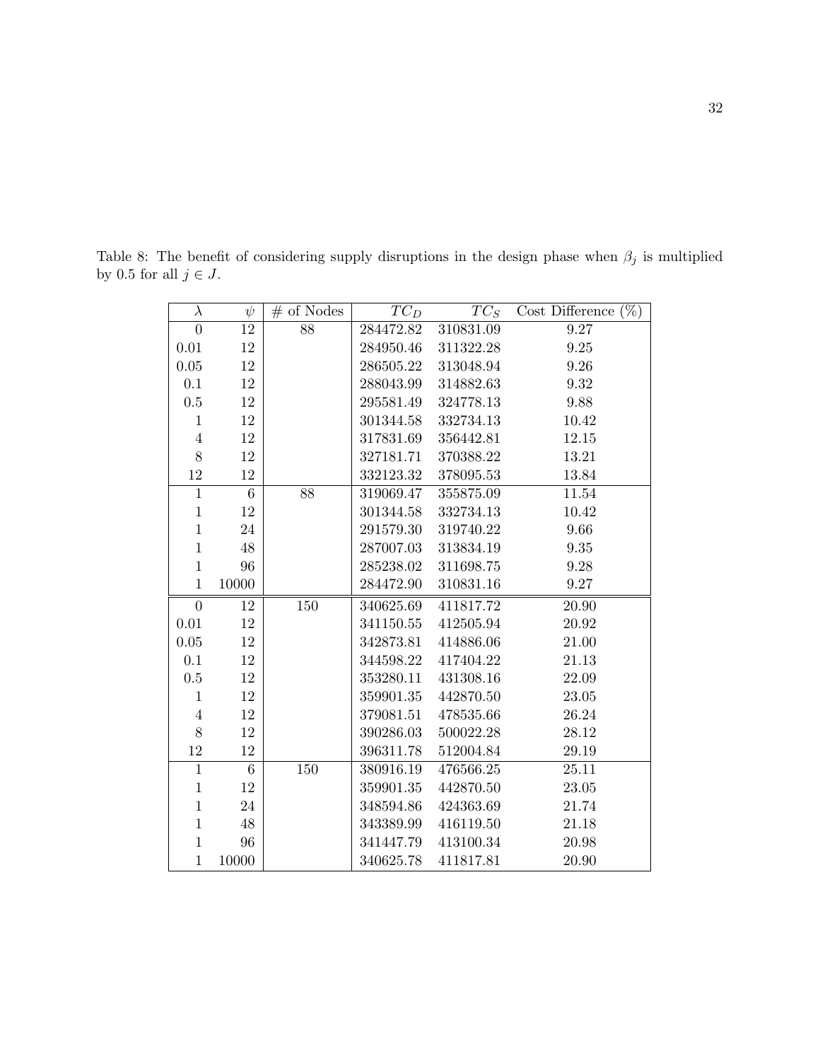Table 8: The benefit of considering supply disruptions in the design phase when $\beta_j$ is multiplied by 0.5 for all $j \in J$.

| $\lambda$ | $\psi$ | # of Nodes | $TC_D$ | $TC_S$ | Cost Difference (%) |
|---|---|---|---|---|---|
| 0 | 12 | 88 | 284472.82 | 310831.09 | 9.27 |
| 0.01 | 12 | | 284950.46 | 311322.28 | 9.25 |
| 0.05 | 12 | | 286505.22 | 313048.94 | 9.26 |
| 0.1 | 12 | | 288043.99 | 314882.63 | 9.32 |
| 0.5 | 12 | | 295581.49 | 324778.13 | 9.88 |
| 1 | 12 | | 301344.58 | 332734.13 | 10.42 |
| 4 | 12 | | 317831.69 | 356442.81 | 12.15 |
| 8 | 12 | | 327181.71 | 370388.22 | 13.21 |
| 12 | 12 | | 332123.32 | 378095.53 | 13.84 |
| 1 | 6 | 88 | 319069.47 | 355875.09 | 11.54 |
| 1 | 12 | | 301344.58 | 332734.13 | 10.42 |
| 1 | 24 | | 291579.30 | 319740.22 | 9.66 |
| 1 | 48 | | 287007.03 | 313834.19 | 9.35 |
| 1 | 96 | | 285238.02 | 311698.75 | 9.28 |
| 1 | 10000 | | 284472.90 | 310831.16 | 9.27 |
| 0 | 12 | 150 | 340625.69 | 411817.72 | 20.90 |
| 0.01 | 12 | | 341150.55 | 412505.94 | 20.92 |
| 0.05 | 12 | | 342873.81 | 414886.06 | 21.00 |
| 0.1 | 12 | | 344598.22 | 417404.22 | 21.13 |
| 0.5 | 12 | | 353280.11 | 431308.16 | 22.09 |
| 1 | 12 | | 359901.35 | 442870.50 | 23.05 |
| 4 | 12 | | 379081.51 | 478535.66 | 26.24 |
| 8 | 12 | | 390286.03 | 500022.28 | 28.12 |
| 12 | 12 | | 396311.78 | 512004.84 | 29.19 |
| 1 | 6 | 150 | 380916.19 | 476566.25 | 25.11 |
| 1 | 12 | | 359901.35 | 442870.50 | 23.05 |
| 1 | 24 | | 348594.86 | 424363.69 | 21.74 |
| 1 | 48 | | 343389.99 | 416119.50 | 21.18 |
| 1 | 96 | | 341447.79 | 413100.34 | 20.98 |
| 1 | 10000 | | 340625.78 | 411817.81 | 20.90 |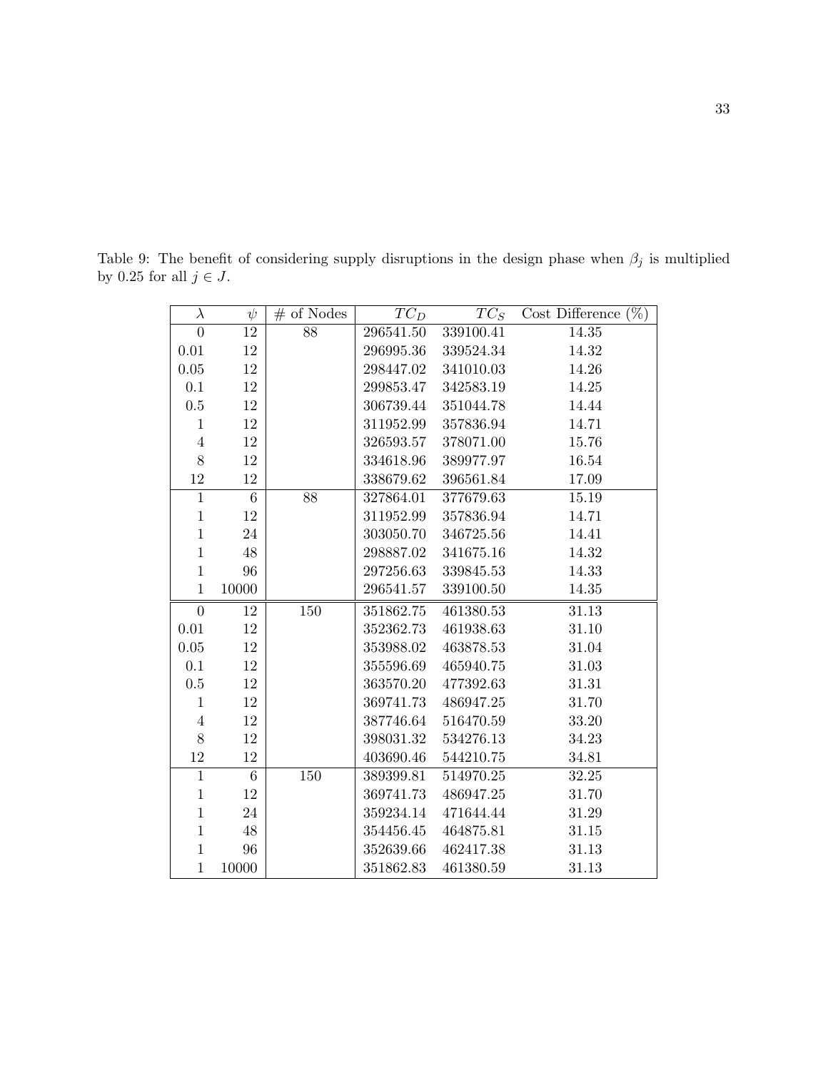Table 9: The benefit of considering supply disruptions in the design phase when $\beta_j$ is multiplied by 0.25 for all $j \in J$.

| $\lambda$ | $\psi$ | # of Nodes | $TC_D$ | $TC_S$ | Cost Difference (%) |
|---|---|---|---|---|---|
| 0 | 12 | 88 | 296541.50 | 339100.41 | 14.35 |
| 0.01 | 12 | | 296995.36 | 339524.34 | 14.32 |
| 0.05 | 12 | | 298447.02 | 341010.03 | 14.26 |
| 0.1 | 12 | | 299853.47 | 342583.19 | 14.25 |
| 0.5 | 12 | | 306739.44 | 351044.78 | 14.44 |
| 1 | 12 | | 311952.99 | 357836.94 | 14.71 |
| 4 | 12 | | 326593.57 | 378071.00 | 15.76 |
| 8 | 12 | | 334618.96 | 389977.97 | 16.54 |
| 12 | 12 | | 338679.62 | 396561.84 | 17.09 |
| 1 | 6 | 88 | 327864.01 | 377679.63 | 15.19 |
| 1 | 12 | | 311952.99 | 357836.94 | 14.71 |
| 1 | 24 | | 303050.70 | 346725.56 | 14.41 |
| 1 | 48 | | 298887.02 | 341675.16 | 14.32 |
| 1 | 96 | | 297256.63 | 339845.53 | 14.33 |
| 1 | 10000 | | 296541.57 | 339100.50 | 14.35 |
| 0 | 12 | 150 | 351862.75 | 461380.53 | 31.13 |
| 0.01 | 12 | | 352362.73 | 461938.63 | 31.10 |
| 0.05 | 12 | | 353988.02 | 463878.53 | 31.04 |
| 0.1 | 12 | | 355596.69 | 465940.75 | 31.03 |
| 0.5 | 12 | | 363570.20 | 477392.63 | 31.31 |
| 1 | 12 | | 369741.73 | 486947.25 | 31.70 |
| 4 | 12 | | 387746.64 | 516470.59 | 33.20 |
| 8 | 12 | | 398031.32 | 534276.13 | 34.23 |
| 12 | 12 | | 403690.46 | 544210.75 | 34.81 |
| 1 | 6 | 150 | 389399.81 | 514970.25 | 32.25 |
| 1 | 12 | | 369741.73 | 486947.25 | 31.70 |
| 1 | 24 | | 359234.14 | 471644.44 | 31.29 |
| 1 | 48 | | 354456.45 | 464875.81 | 31.15 |
| 1 | 96 | | 352639.66 | 462417.38 | 31.13 |
| 1 | 10000 | | 351862.83 | 461380.59 | 31.13 |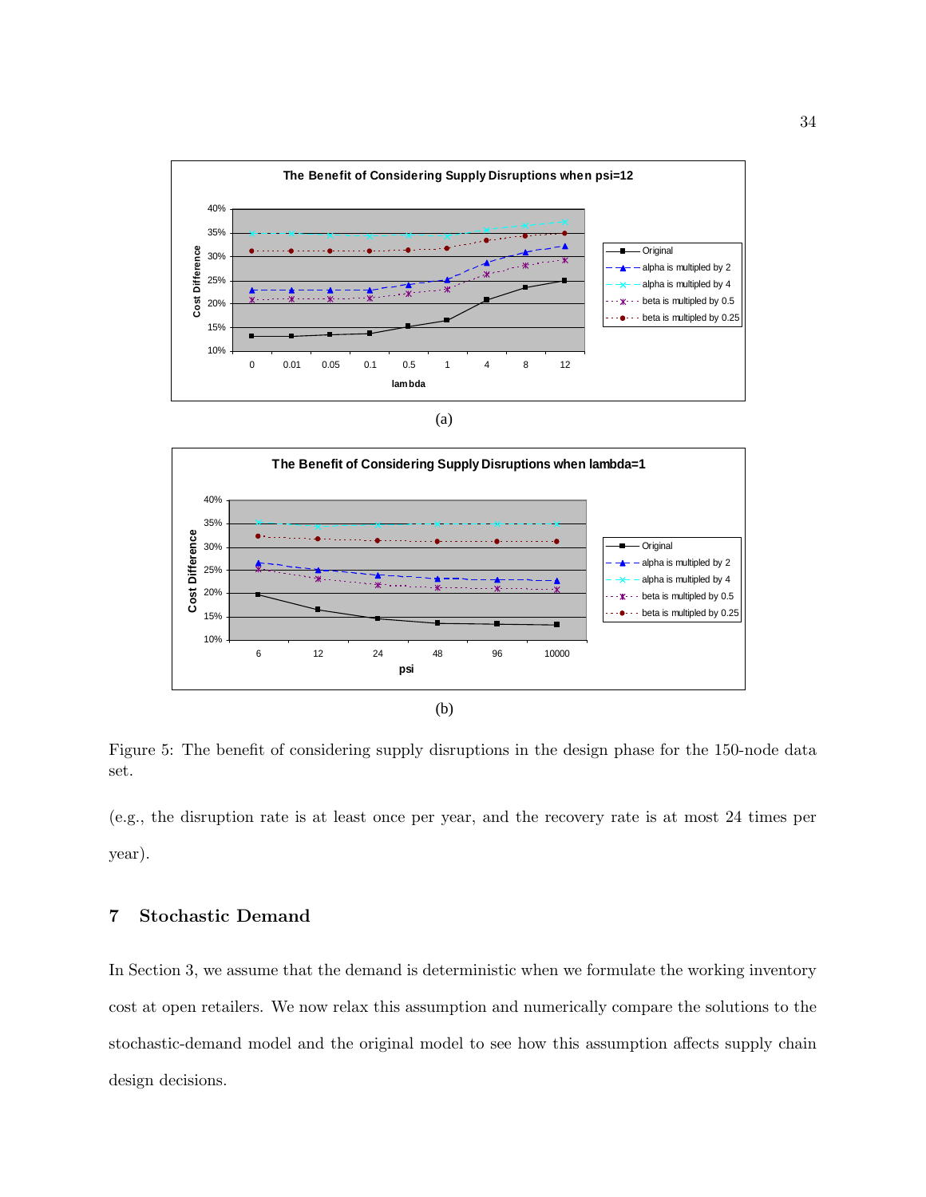(a)

(b)

Figure 5: The benefit of considering supply disruptions in the design phase for the 150-node data set.

(e.g., the disruption rate is at least once per year, and the recovery rate is at most 24 times per year).

## 7 Stochastic Demand

In Section 3, we assume that the demand is deterministic when we formulate the working inventory cost at open retailers. We now relax this assumption and numerically compare the solutions to the stochastic-demand model and the original model to see how this assumption affects supply chain design decisions.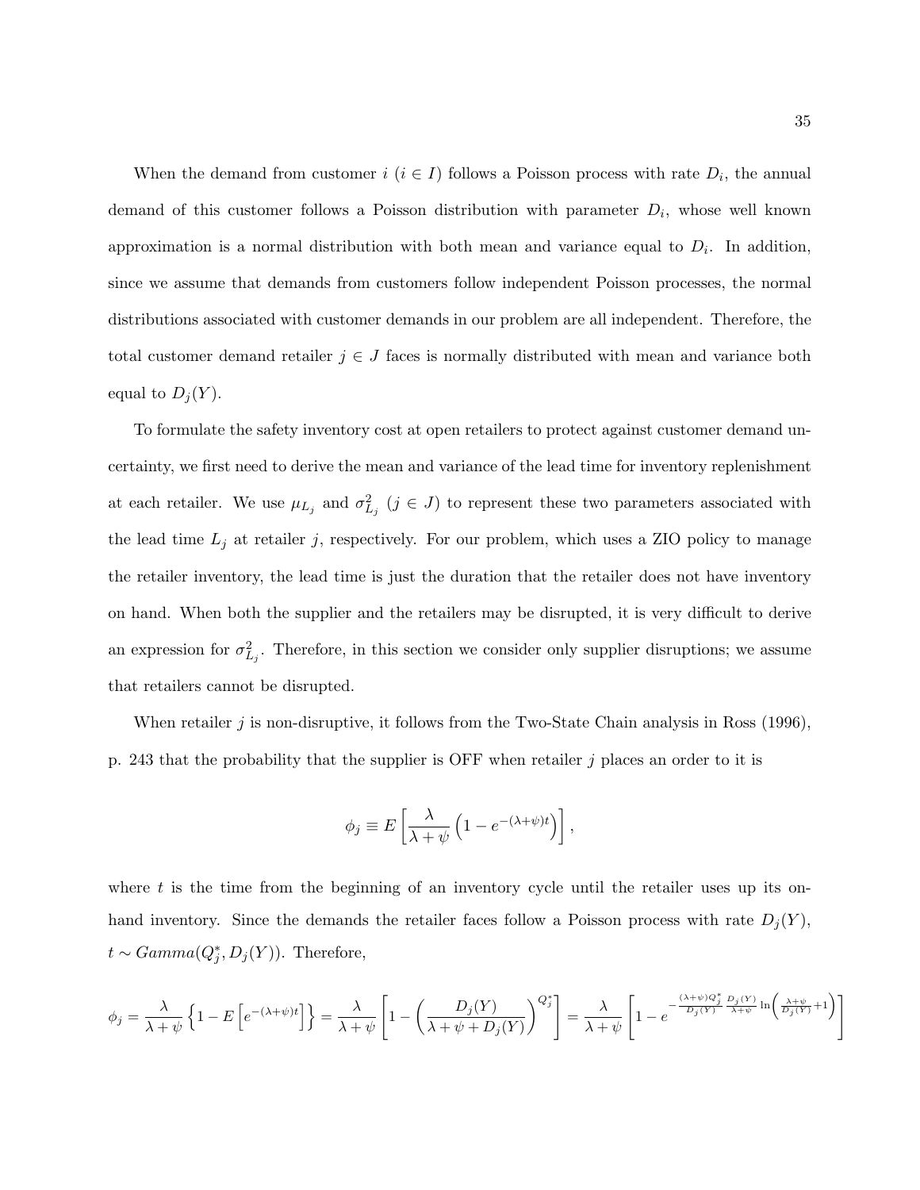When the demand from customer $i$ ($i \in I$) follows a Poisson process with rate $D_i$, the annual demand of this customer follows a Poisson distribution with parameter $D_i$, whose well known approximation is a normal distribution with both mean and variance equal to $D_i$. In addition, since we assume that demands from customers follow independent Poisson processes, the normal distributions associated with customer demands in our problem are all independent. Therefore, the total customer demand retailer $j \in J$ faces is normally distributed with mean and variance both equal to $D_j(Y)$.

To formulate the safety inventory cost at open retailers to protect against customer demand uncertainty, we first need to derive the mean and variance of the lead time for inventory replenishment at each retailer. We use $\mu_{L_j}$ and $\sigma^2_{L_j}$ ($j \in J$) to represent these two parameters associated with the lead time $L_j$ at retailer $j$, respectively. For our problem, which uses a ZIO policy to manage the retailer inventory, the lead time is just the duration that the retailer does not have inventory on hand. When both the supplier and the retailers may be disrupted, it is very difficult to derive an expression for $\sigma^2_{L_j}$. Therefore, in this section we consider only supplier disruptions; we assume that retailers cannot be disrupted.

When retailer $j$ is non-disruptive, it follows from the Two-State Chain analysis in Ross (1996), p. 243 that the probability that the supplier is OFF when retailer $j$ places an order to it is

$$\phi_j \equiv E\left[\frac{\lambda}{\lambda + \psi}\left(1 - e^{-(\lambda+\psi)t}\right)\right],$$

where $t$ is the time from the beginning of an inventory cycle until the retailer uses up its on-hand inventory. Since the demands the retailer faces follow a Poisson process with rate $D_j(Y)$, $t \sim Gamma(Q_j^*, D_j(Y))$. Therefore,

$$\phi_j = \frac{\lambda}{\lambda+\psi}\left\{1 - E\left[e^{-(\lambda+\psi)t}\right]\right\} = \frac{\lambda}{\lambda+\psi}\left[1 - \left(\frac{D_j(Y)}{\lambda+\psi+D_j(Y)}\right)^{Q_j^*}\right] = \frac{\lambda}{\lambda+\psi}\left[1 - e^{-\frac{(\lambda+\psi)Q_j^*}{D_j(Y)}\frac{D_j(Y)}{\lambda+\psi}\ln\left(\frac{\lambda+\psi}{D_j(Y)}+1\right)}\right]$$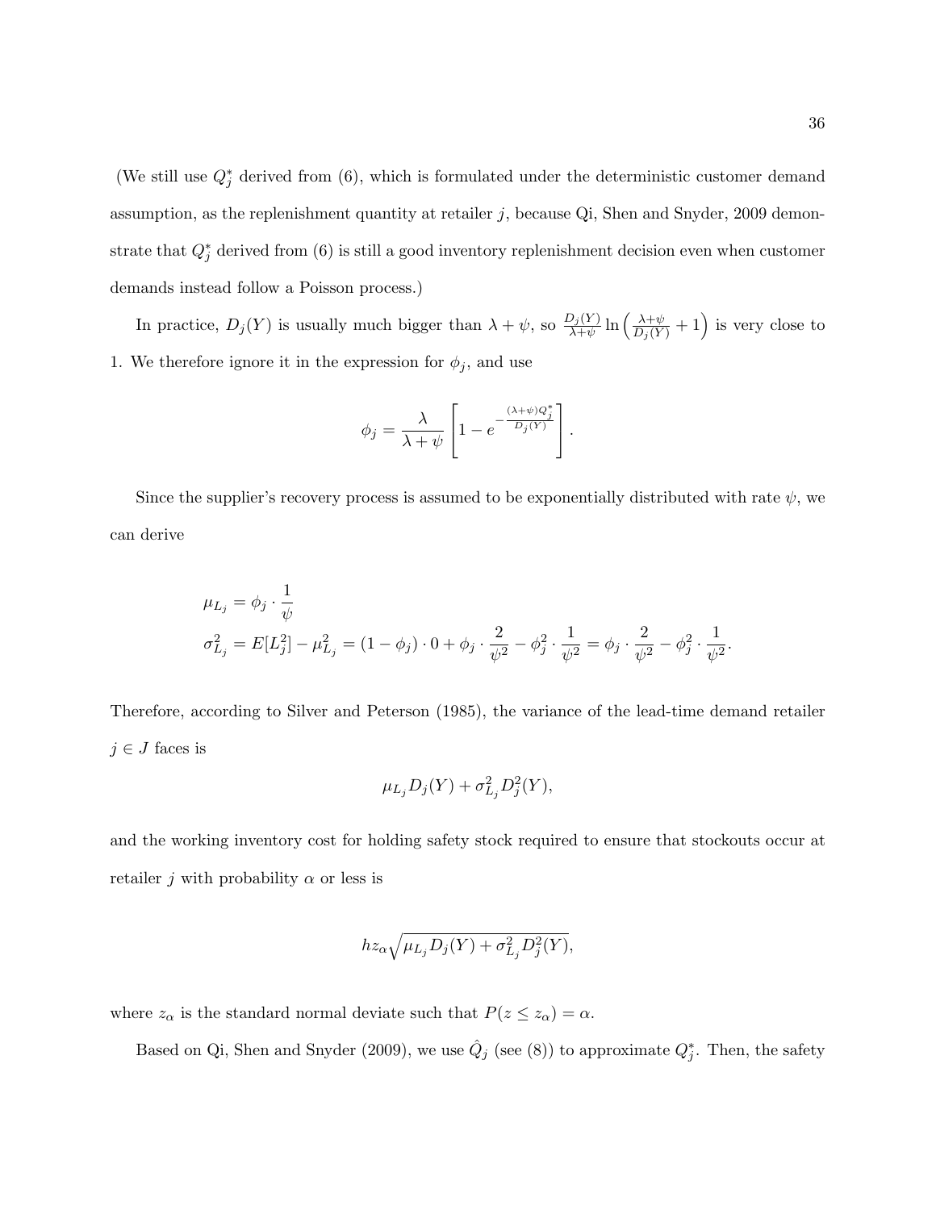(We still use $Q_j^*$ derived from (6), which is formulated under the deterministic customer demand assumption, as the replenishment quantity at retailer $j$, because Qi, Shen and Snyder, 2009 demonstrate that $Q_j^*$ derived from (6) is still a good inventory replenishment decision even when customer demands instead follow a Poisson process.)

In practice, $D_j(Y)$ is usually much bigger than $\lambda + \psi$, so $\frac{D_j(Y)}{\lambda+\psi} \ln\left(\frac{\lambda+\psi}{D_j(Y)} + 1\right)$ is very close to 1. We therefore ignore it in the expression for $\phi_j$, and use

$$\phi_j = \frac{\lambda}{\lambda + \psi}\left[1 - e^{-\frac{(\lambda+\psi)Q_j^*}{D_j(Y)}}\right].$$

Since the supplier's recovery process is assumed to be exponentially distributed with rate $\psi$, we can derive

$$\mu_{L_j} = \phi_j \cdot \frac{1}{\psi}$$
$$\sigma_{L_j}^2 = E[L_j^2] - \mu_{L_j}^2 = (1 - \phi_j) \cdot 0 + \phi_j \cdot \frac{2}{\psi^2} - \phi_j^2 \cdot \frac{1}{\psi^2} = \phi_j \cdot \frac{2}{\psi^2} - \phi_j^2 \cdot \frac{1}{\psi^2}.$$

Therefore, according to Silver and Peterson (1985), the variance of the lead-time demand retailer $j \in J$ faces is

$$\mu_{L_j} D_j(Y) + \sigma_{L_j}^2 D_j^2(Y),$$

and the working inventory cost for holding safety stock required to ensure that stockouts occur at retailer $j$ with probability $\alpha$ or less is

$$h z_\alpha \sqrt{\mu_{L_j} D_j(Y) + \sigma_{L_j}^2 D_j^2(Y)},$$

where $z_\alpha$ is the standard normal deviate such that $P(z \leq z_\alpha) = \alpha$.

Based on Qi, Shen and Snyder (2009), we use $\hat{Q}_j$ (see (8)) to approximate $Q_j^*$. Then, the safety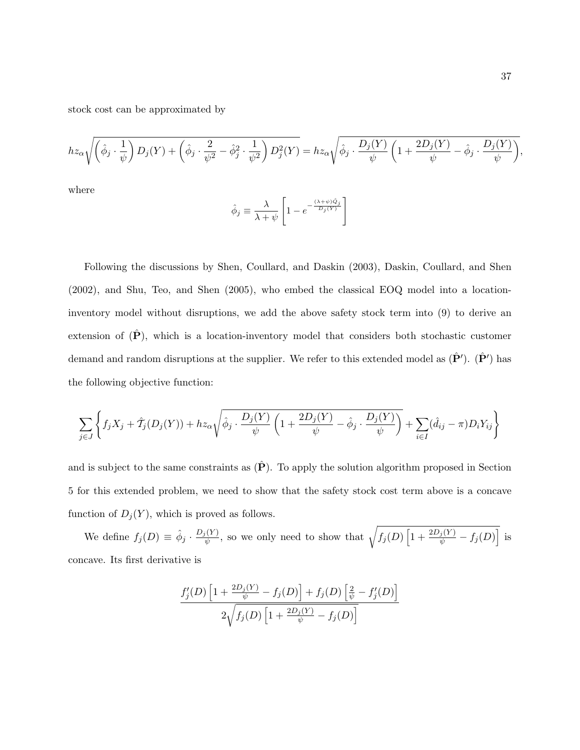stock cost can be approximated by

$$hz_\alpha \sqrt{\left(\hat{\phi}_j \cdot \frac{1}{\psi}\right) D_j(Y) + \left(\hat{\phi}_j \cdot \frac{2}{\psi^2} - \hat{\phi}_j^2 \cdot \frac{1}{\psi^2}\right) D_j^2(Y)} = hz_\alpha \sqrt{\hat{\phi}_j \cdot \frac{D_j(Y)}{\psi} \left(1 + \frac{2D_j(Y)}{\psi} - \hat{\phi}_j \cdot \frac{D_j(Y)}{\psi}\right)},$$

where

$$\hat{\phi}_j \equiv \frac{\lambda}{\lambda + \psi} \left[1 - e^{-\frac{(\lambda+\psi)\hat{Q}_j}{D_j(Y)}}\right]$$

Following the discussions by Shen, Coullard, and Daskin (2003), Daskin, Coullard, and Shen (2002), and Shu, Teo, and Shen (2005), who embed the classical EOQ model into a location-inventory model without disruptions, we add the above safety stock term into (9) to derive an extension of ($\hat{\mathbf{P}}$), which is a location-inventory model that considers both stochastic customer demand and random disruptions at the supplier. We refer to this extended model as ($\hat{\mathbf{P}}'$). ($\hat{\mathbf{P}}'$) has the following objective function:

$$\sum_{j \in J} \left\{ f_j X_j + \hat{T}_j(D_j(Y)) + hz_\alpha \sqrt{\hat{\phi}_j \cdot \frac{D_j(Y)}{\psi} \left(1 + \frac{2D_j(Y)}{\psi} - \hat{\phi}_j \cdot \frac{D_j(Y)}{\psi}\right)} + \sum_{i \in I} (\hat{d}_{ij} - \pi) D_i Y_{ij} \right\}$$

and is subject to the same constraints as ($\hat{\mathbf{P}}$). To apply the solution algorithm proposed in Section 5 for this extended problem, we need to show that the safety stock cost term above is a concave function of $D_j(Y)$, which is proved as follows.

We define $f_j(D) \equiv \hat{\phi}_j \cdot \frac{D_j(Y)}{\psi}$, so we only need to show that $\sqrt{f_j(D) \left[1 + \frac{2D_j(Y)}{\psi} - f_j(D)\right]}$ is concave. Its first derivative is

$$\frac{f_j'(D) \left[1 + \frac{2D_j(Y)}{\psi} - f_j(D)\right] + f_j(D) \left[\frac{2}{\psi} - f_j'(D)\right]}{2\sqrt{f_j(D) \left[1 + \frac{2D_j(Y)}{\psi} - f_j(D)\right]}}$$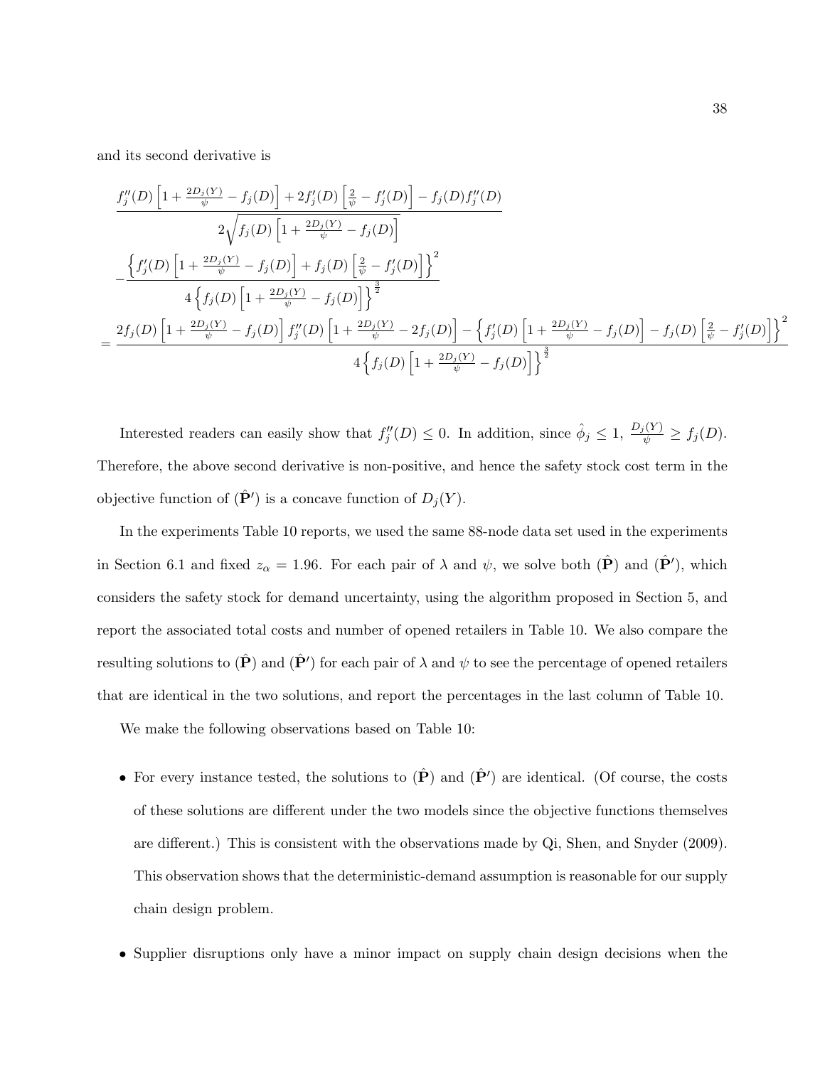and its second derivative is

$$
\frac{f_j''(D)\left[1+\frac{2D_j(Y)}{\psi}-f_j(D)\right]+2f_j'(D)\left[\frac{2}{\psi}-f_j'(D)\right]-f_j(D)f_j''(D)}{2\sqrt{f_j(D)\left[1+\frac{2D_j(Y)}{\psi}-f_j(D)\right]}}
$$

$$
-\frac{\left\{f_j'(D)\left[1+\frac{2D_j(Y)}{\psi}-f_j(D)\right]+f_j(D)\left[\frac{2}{\psi}-f_j'(D)\right]\right\}^2}{4\left\{f_j(D)\left[1+\frac{2D_j(Y)}{\psi}-f_j(D)\right]\right\}^{\frac{3}{2}}}
$$

$$
=\frac{2f_j(D)\left[1+\frac{2D_j(Y)}{\psi}-f_j(D)\right]f_j''(D)\left[1+\frac{2D_j(Y)}{\psi}-2f_j(D)\right]-\left\{f_j'(D)\left[1+\frac{2D_j(Y)}{\psi}-f_j(D)\right]-f_j(D)\left[\frac{2}{\psi}-f_j'(D)\right]\right\}^2}{4\left\{f_j(D)\left[1+\frac{2D_j(Y)}{\psi}-f_j(D)\right]\right\}^{\frac{3}{2}}}
$$

Interested readers can easily show that $f_j''(D) \leq 0$. In addition, since $\hat{\phi}_j \leq 1$, $\frac{D_j(Y)}{\psi} \geq f_j(D)$. Therefore, the above second derivative is non-positive, and hence the safety stock cost term in the objective function of ($\hat{\mathbf{P}}'$) is a concave function of $D_j(Y)$.

In the experiments Table 10 reports, we used the same 88-node data set used in the experiments in Section 6.1 and fixed $z_\alpha = 1.96$. For each pair of $\lambda$ and $\psi$, we solve both ($\hat{\mathbf{P}}$) and ($\hat{\mathbf{P}}'$), which considers the safety stock for demand uncertainty, using the algorithm proposed in Section 5, and report the associated total costs and number of opened retailers in Table 10. We also compare the resulting solutions to ($\hat{\mathbf{P}}$) and ($\hat{\mathbf{P}}'$) for each pair of $\lambda$ and $\psi$ to see the percentage of opened retailers that are identical in the two solutions, and report the percentages in the last column of Table 10.

We make the following observations based on Table 10:

- For every instance tested, the solutions to ($\hat{\mathbf{P}}$) and ($\hat{\mathbf{P}}'$) are identical. (Of course, the costs of these solutions are different under the two models since the objective functions themselves are different.) This is consistent with the observations made by Qi, Shen, and Snyder (2009). This observation shows that the deterministic-demand assumption is reasonable for our supply chain design problem.

- Supplier disruptions only have a minor impact on supply chain design decisions when the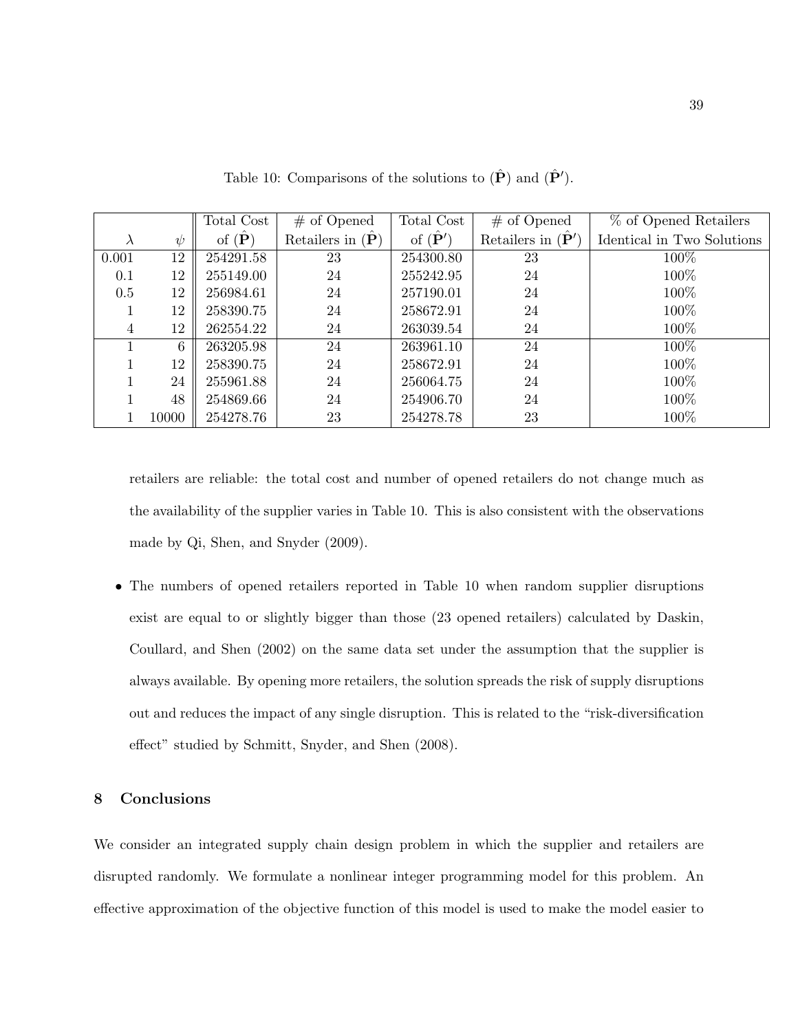Table 10: Comparisons of the solutions to ($\hat{\mathbf{P}}$) and ($\hat{\mathbf{P}}'$).

| $\lambda$ | $\psi$ | Total Cost of ($\hat{\mathbf{P}}$) | # of Opened Retailers in ($\hat{\mathbf{P}}$) | Total Cost of ($\hat{\mathbf{P}}'$) | # of Opened Retailers in ($\hat{\mathbf{P}}'$) | % of Opened Retailers Identical in Two Solutions |
|---|---|---|---|---|---|---|
| 0.001 | 12 | 254291.58 | 23 | 254300.80 | 23 | 100% |
| 0.1 | 12 | 255149.00 | 24 | 255242.95 | 24 | 100% |
| 0.5 | 12 | 256984.61 | 24 | 257190.01 | 24 | 100% |
| 1 | 12 | 258390.75 | 24 | 258672.91 | 24 | 100% |
| 4 | 12 | 262554.22 | 24 | 263039.54 | 24 | 100% |
| 1 | 6 | 263205.98 | 24 | 263961.10 | 24 | 100% |
| 1 | 12 | 258390.75 | 24 | 258672.91 | 24 | 100% |
| 1 | 24 | 255961.88 | 24 | 256064.75 | 24 | 100% |
| 1 | 48 | 254869.66 | 24 | 254906.70 | 24 | 100% |
| 1 | 10000 | 254278.76 | 23 | 254278.78 | 23 | 100% |

retailers are reliable: the total cost and number of opened retailers do not change much as the availability of the supplier varies in Table 10. This is also consistent with the observations made by Qi, Shen, and Snyder (2009).

- The numbers of opened retailers reported in Table 10 when random supplier disruptions exist are equal to or slightly bigger than those (23 opened retailers) calculated by Daskin, Coullard, and Shen (2002) on the same data set under the assumption that the supplier is always available. By opening more retailers, the solution spreads the risk of supply disruptions out and reduces the impact of any single disruption. This is related to the "risk-diversification effect" studied by Schmitt, Snyder, and Shen (2008).

## 8 Conclusions

We consider an integrated supply chain design problem in which the supplier and retailers are disrupted randomly. We formulate a nonlinear integer programming model for this problem. An effective approximation of the objective function of this model is used to make the model easier to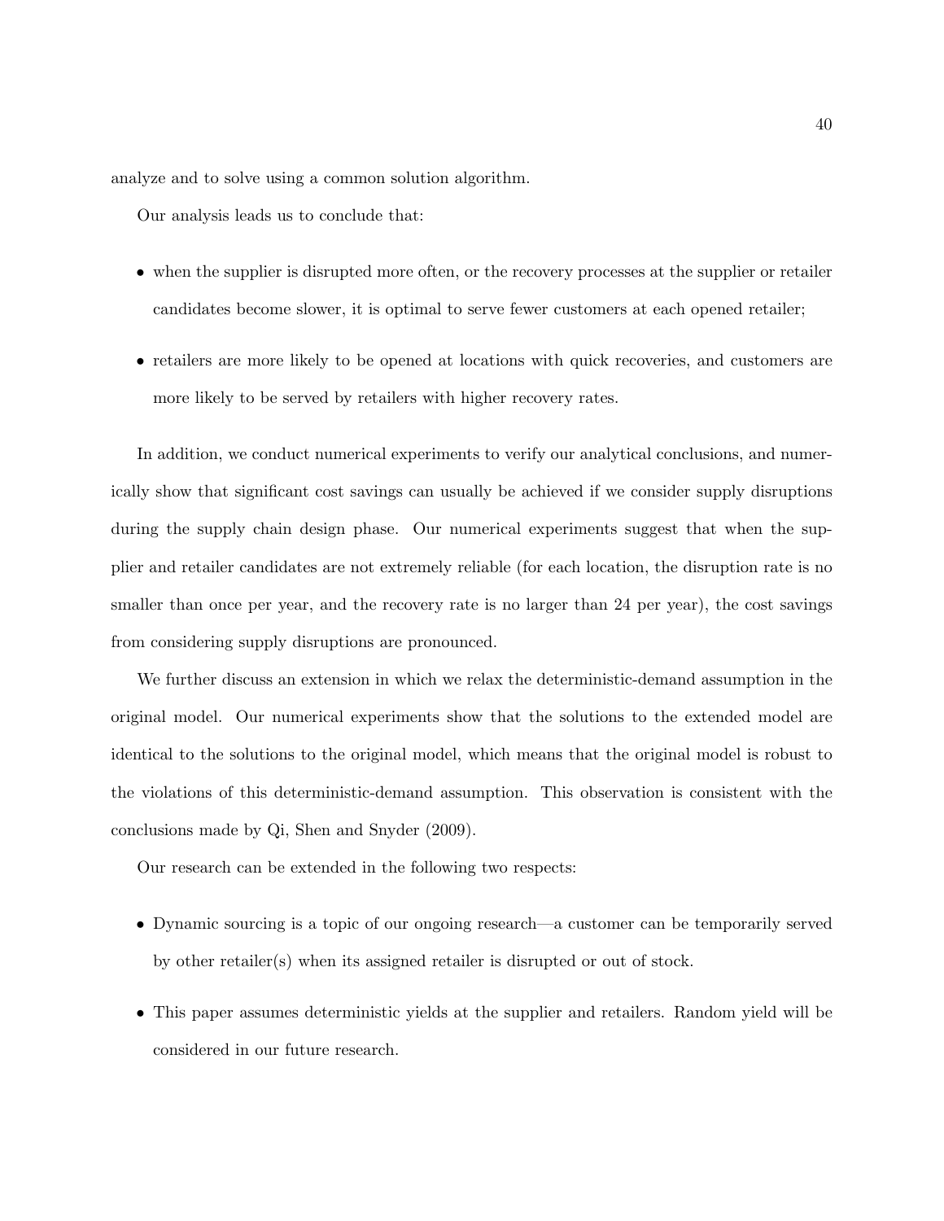analyze and to solve using a common solution algorithm.

Our analysis leads us to conclude that:

- when the supplier is disrupted more often, or the recovery processes at the supplier or retailer candidates become slower, it is optimal to serve fewer customers at each opened retailer;
- retailers are more likely to be opened at locations with quick recoveries, and customers are more likely to be served by retailers with higher recovery rates.

In addition, we conduct numerical experiments to verify our analytical conclusions, and numerically show that significant cost savings can usually be achieved if we consider supply disruptions during the supply chain design phase. Our numerical experiments suggest that when the supplier and retailer candidates are not extremely reliable (for each location, the disruption rate is no smaller than once per year, and the recovery rate is no larger than 24 per year), the cost savings from considering supply disruptions are pronounced.

We further discuss an extension in which we relax the deterministic-demand assumption in the original model. Our numerical experiments show that the solutions to the extended model are identical to the solutions to the original model, which means that the original model is robust to the violations of this deterministic-demand assumption. This observation is consistent with the conclusions made by Qi, Shen and Snyder (2009).

Our research can be extended in the following two respects:

- Dynamic sourcing is a topic of our ongoing research—a customer can be temporarily served by other retailer(s) when its assigned retailer is disrupted or out of stock.
- This paper assumes deterministic yields at the supplier and retailers. Random yield will be considered in our future research.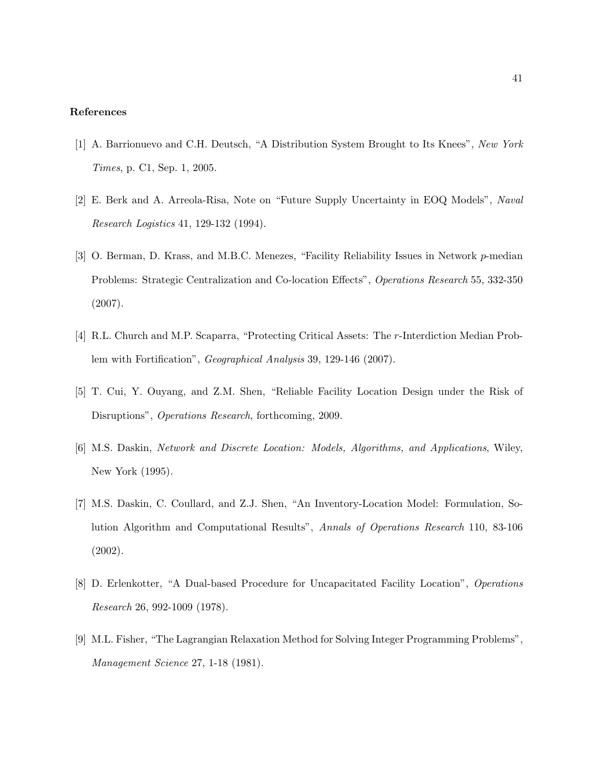**References**

[1] A. Barrionuevo and C.H. Deutsch, "A Distribution System Brought to Its Knees", *New York Times*, p. C1, Sep. 1, 2005.

[2] E. Berk and A. Arreola-Risa, Note on "Future Supply Uncertainty in EOQ Models", *Naval Research Logistics* 41, 129-132 (1994).

[3] O. Berman, D. Krass, and M.B.C. Menezes, "Facility Reliability Issues in Network $p$-median Problems: Strategic Centralization and Co-location Effects", *Operations Research* 55, 332-350 (2007).

[4] R.L. Church and M.P. Scaparra, "Protecting Critical Assets: The $r$-Interdiction Median Problem with Fortification", *Geographical Analysis* 39, 129-146 (2007).

[5] T. Cui, Y. Ouyang, and Z.M. Shen, "Reliable Facility Location Design under the Risk of Disruptions", *Operations Research*, forthcoming, 2009.

[6] M.S. Daskin, *Network and Discrete Location: Models, Algorithms, and Applications*, Wiley, New York (1995).

[7] M.S. Daskin, C. Coullard, and Z.J. Shen, "An Inventory-Location Model: Formulation, Solution Algorithm and Computational Results", *Annals of Operations Research* 110, 83-106 (2002).

[8] D. Erlenkotter, "A Dual-based Procedure for Uncapacitated Facility Location", *Operations Research* 26, 992-1009 (1978).

[9] M.L. Fisher, "The Lagrangian Relaxation Method for Solving Integer Programming Problems", *Management Science* 27, 1-18 (1981).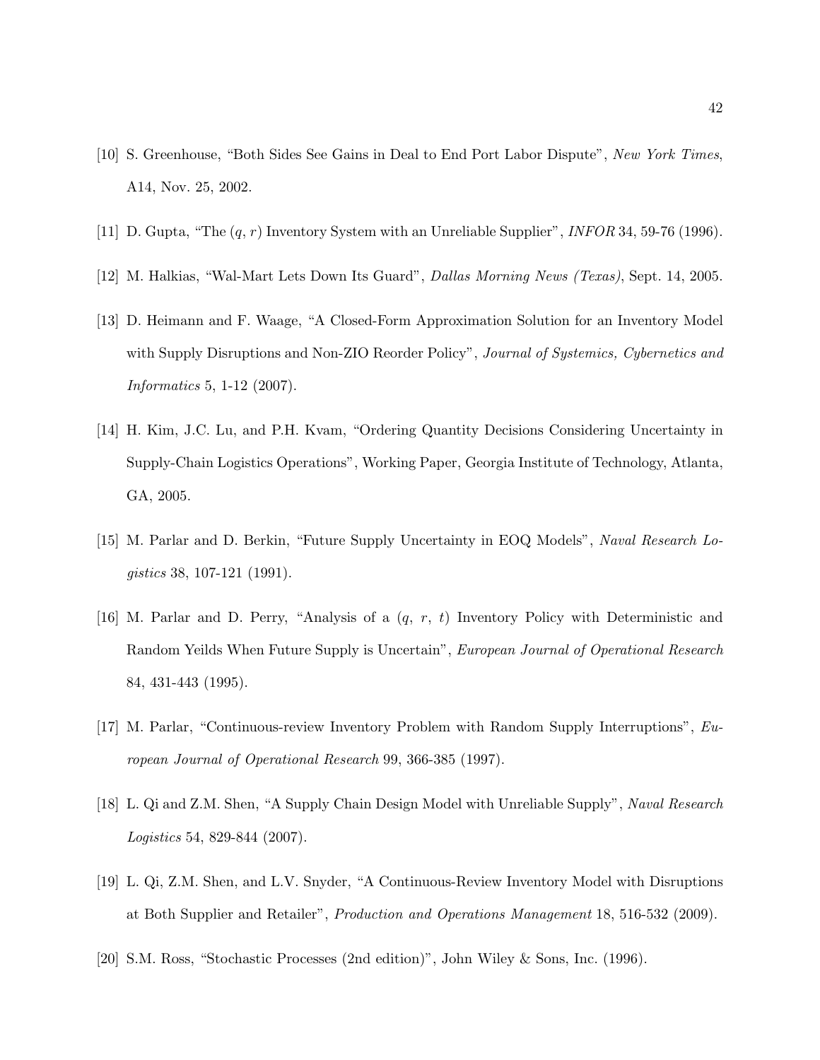[10] S. Greenhouse, "Both Sides See Gains in Deal to End Port Labor Dispute", *New York Times*, A14, Nov. 25, 2002.

[11] D. Gupta, "The $(q, r)$ Inventory System with an Unreliable Supplier", *INFOR* 34, 59-76 (1996).

[12] M. Halkias, "Wal-Mart Lets Down Its Guard", *Dallas Morning News (Texas)*, Sept. 14, 2005.

[13] D. Heimann and F. Waage, "A Closed-Form Approximation Solution for an Inventory Model with Supply Disruptions and Non-ZIO Reorder Policy", *Journal of Systemics, Cybernetics and Informatics* 5, 1-12 (2007).

[14] H. Kim, J.C. Lu, and P.H. Kvam, "Ordering Quantity Decisions Considering Uncertainty in Supply-Chain Logistics Operations", Working Paper, Georgia Institute of Technology, Atlanta, GA, 2005.

[15] M. Parlar and D. Berkin, "Future Supply Uncertainty in EOQ Models", *Naval Research Logistics* 38, 107-121 (1991).

[16] M. Parlar and D. Perry, "Analysis of a $(q,\ r,\ t)$ Inventory Policy with Deterministic and Random Yeilds When Future Supply is Uncertain", *European Journal of Operational Research* 84, 431-443 (1995).

[17] M. Parlar, "Continuous-review Inventory Problem with Random Supply Interruptions", *European Journal of Operational Research* 99, 366-385 (1997).

[18] L. Qi and Z.M. Shen, "A Supply Chain Design Model with Unreliable Supply", *Naval Research Logistics* 54, 829-844 (2007).

[19] L. Qi, Z.M. Shen, and L.V. Snyder, "A Continuous-Review Inventory Model with Disruptions at Both Supplier and Retailer", *Production and Operations Management* 18, 516-532 (2009).

[20] S.M. Ross, "Stochastic Processes (2nd edition)", John Wiley & Sons, Inc. (1996).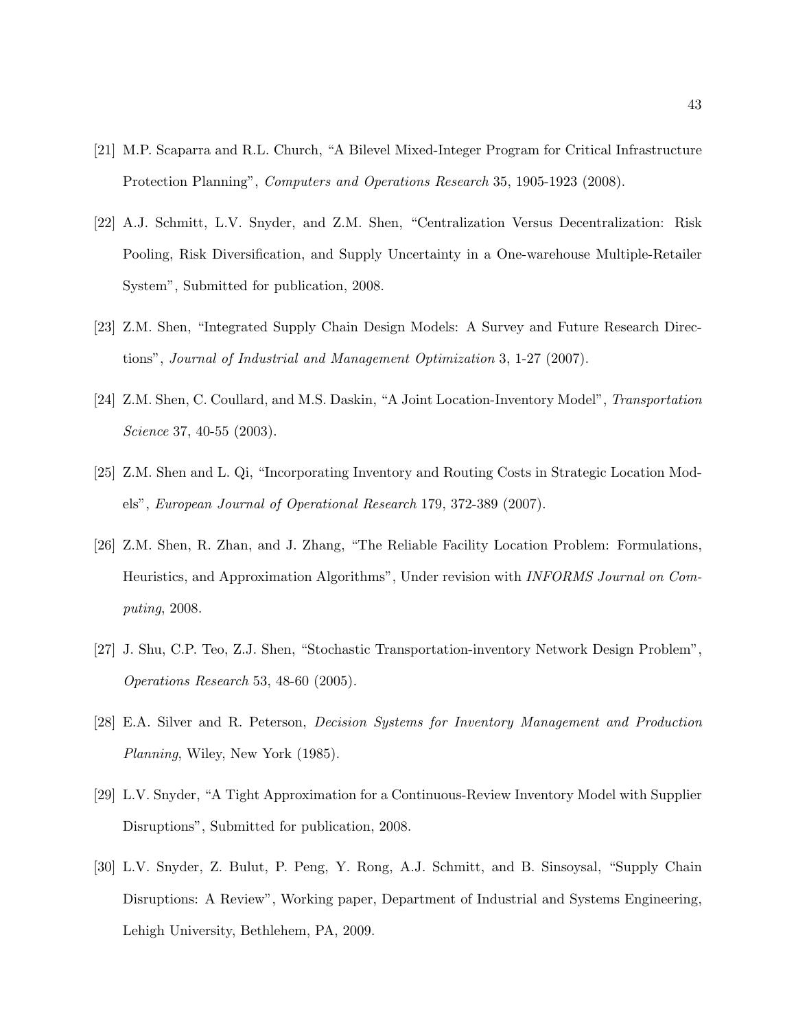[21] M.P. Scaparra and R.L. Church, "A Bilevel Mixed-Integer Program for Critical Infrastructure Protection Planning", *Computers and Operations Research* 35, 1905-1923 (2008).

[22] A.J. Schmitt, L.V. Snyder, and Z.M. Shen, "Centralization Versus Decentralization: Risk Pooling, Risk Diversification, and Supply Uncertainty in a One-warehouse Multiple-Retailer System", Submitted for publication, 2008.

[23] Z.M. Shen, "Integrated Supply Chain Design Models: A Survey and Future Research Directions", *Journal of Industrial and Management Optimization* 3, 1-27 (2007).

[24] Z.M. Shen, C. Coullard, and M.S. Daskin, "A Joint Location-Inventory Model", *Transportation Science* 37, 40-55 (2003).

[25] Z.M. Shen and L. Qi, "Incorporating Inventory and Routing Costs in Strategic Location Models", *European Journal of Operational Research* 179, 372-389 (2007).

[26] Z.M. Shen, R. Zhan, and J. Zhang, "The Reliable Facility Location Problem: Formulations, Heuristics, and Approximation Algorithms", Under revision with *INFORMS Journal on Computing*, 2008.

[27] J. Shu, C.P. Teo, Z.J. Shen, "Stochastic Transportation-inventory Network Design Problem", *Operations Research* 53, 48-60 (2005).

[28] E.A. Silver and R. Peterson, *Decision Systems for Inventory Management and Production Planning*, Wiley, New York (1985).

[29] L.V. Snyder, "A Tight Approximation for a Continuous-Review Inventory Model with Supplier Disruptions", Submitted for publication, 2008.

[30] L.V. Snyder, Z. Bulut, P. Peng, Y. Rong, A.J. Schmitt, and B. Sinsoysal, "Supply Chain Disruptions: A Review", Working paper, Department of Industrial and Systems Engineering, Lehigh University, Bethlehem, PA, 2009.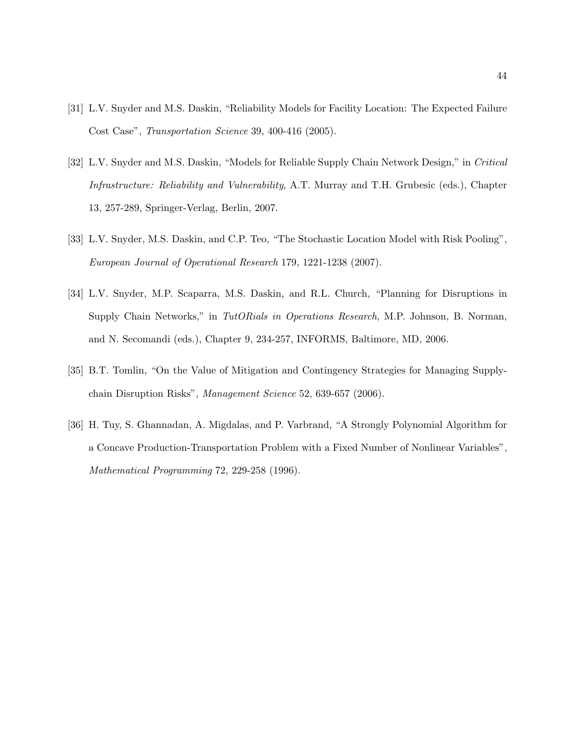[31] L.V. Snyder and M.S. Daskin, "Reliability Models for Facility Location: The Expected Failure Cost Case", *Transportation Science* 39, 400-416 (2005).

[32] L.V. Snyder and M.S. Daskin, "Models for Reliable Supply Chain Network Design," in *Critical Infrastructure: Reliability and Vulnerability*, A.T. Murray and T.H. Grubesic (eds.), Chapter 13, 257-289, Springer-Verlag, Berlin, 2007.

[33] L.V. Snyder, M.S. Daskin, and C.P. Teo, "The Stochastic Location Model with Risk Pooling", *European Journal of Operational Research* 179, 1221-1238 (2007).

[34] L.V. Snyder, M.P. Scaparra, M.S. Daskin, and R.L. Church, "Planning for Disruptions in Supply Chain Networks," in *TutORials in Operations Research*, M.P. Johnson, B. Norman, and N. Secomandi (eds.), Chapter 9, 234-257, INFORMS, Baltimore, MD, 2006.

[35] B.T. Tomlin, "On the Value of Mitigation and Contingency Strategies for Managing Supply-chain Disruption Risks", *Management Science* 52, 639-657 (2006).

[36] H. Tuy, S. Ghannadan, A. Migdalas, and P. Varbrand, "A Strongly Polynomial Algorithm for a Concave Production-Transportation Problem with a Fixed Number of Nonlinear Variables", *Mathematical Programming* 72, 229-258 (1996).